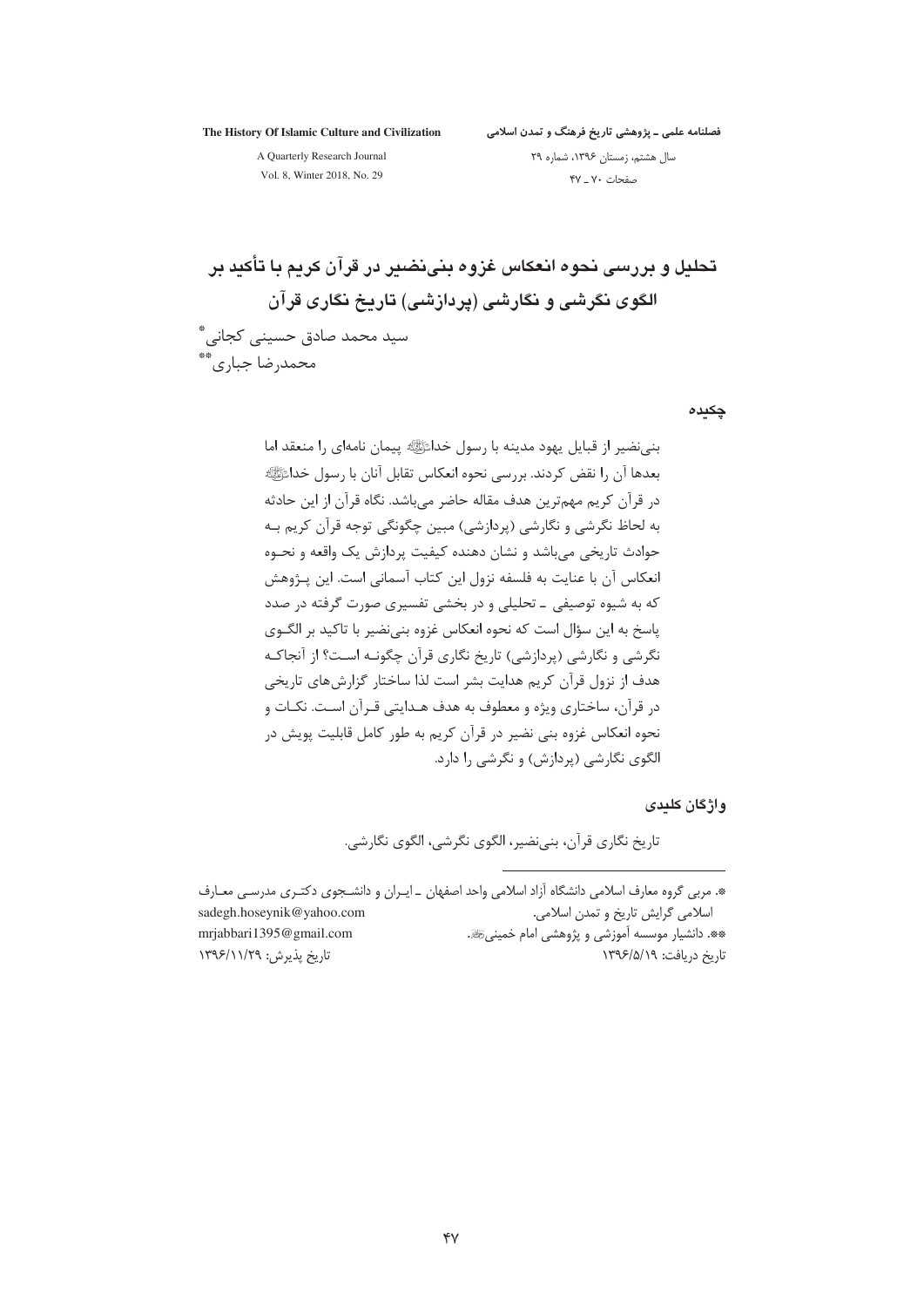# تحلیل و بررسی نحوه انعکاس غزوه بنی‌نضیر در قرآن کریم با تأکید بر الگوی نگرشی و نگارشی (پردازشی) تاریخ نگاری قرآن

سید محمد صادق حسینی کجانی*

محمدرضا جباری**

## چکیده

بنی‌نضیر از قبایل یهود مدینه با رسول خداﷺ پیمان نامه‌ای را منعقد اما بعدها آن را نقض کردند. بررسی نحوه انعکاس تقابل آنان با رسول خداﷺ در قرآن کریم مهم‌ترین هدف مقاله حاضر می‌باشد. نگاه قرآن از این حادثه به لحاظ نگرشی و نگارشی (پردازشی) مبین چگونگی توجه قرآن کریم بـه حوادث تاریخی می‌باشد و نشان دهنده کیفیت پردازش یک واقعه و نحـوه انعکاس آن با عنایت به فلسفه نزول این کتاب آسمانی است. این پـژوهش که به شیوه توصیفی ـ تحلیلی و در بخشی تفسیری صورت گرفته در صدد پاسخ به این سؤال است که نحوه انعکاس غزوه بنی‌نضیر با تاکید بر الگـوی نگرشی و نگارشی (پردازشی) تاریخ نگاری قرآن چگونـه اسـت؟ از آنجاکـه هدف از نزول قرآن کریم هدایت بشر است لذا ساختار گزارش‌های تاریخی در قرآن، ساختاری ویژه و معطوف به هدف هـدایتی قـرآن اسـت. نکـات و نحوه انعکاس غزوه بنی نضیر در قرآن کریم به طور کامل قابلیت پویش در الگوی نگارشی (پردازش) و نگرشی را دارد.

## واژگان کلیدی

تاریخ نگاری قرآن، بنی‌نضیر، الگوی نگرشی، الگوی نگارشی.

---

*. مربی گروه معارف اسلامی دانشگاه آزاد اسلامی واحد اصفهان ـ ایـران و دانشـجوی دکتـری مدرسـی معـارف اسلامی گرایش تاریخ و تمدن اسلامی. sadegh.hoseynik@yahoo.com

**. دانشیار موسسه آموزشی و پژوهشی امام خمینیﷺ. mrjabbari1395@gmail.com

تاریخ دریافت: ۱۳۹۶/۵/۱۹ تاریخ پذیرش: ۱۳۹۶/۱۱/۲۹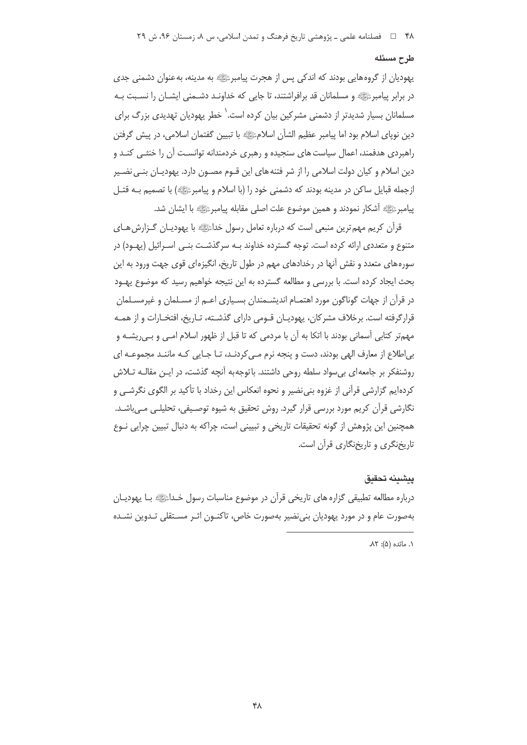## طرح مسئله

یهودیان از گروه‌هایی بودند که اندکی پس از هجرت پیامبرﷺ به مدینه، به‌عنوان دشمنی جدی در برابر پیامبرﷺ و مسلمانان قد برافراشتند، تا جایی که خداوند دشمنی ایشان را نسبت به مسلمانان بسیار شدیدتر از دشمنی مشرکین بیان کرده است.[1] خطر یهودیان تهدیدی بزرگ برای دین نوپای اسلام بود اما پیامبر عظیم الشأن اسلامﷺ با تبیین گفتمان اسلامی، در پیش گرفتن راهبردی هدفمند، اعمال سیاست های سنجیده و رهبری خردمندانه توانست آن را خنثی کند و دین اسلام و کیان دولت اسلامی را از شر فتنه های این قوم مصون دارد. یهودیان بنی نضیر ازجمله قبایل ساکن در مدینه بودند که دشمنی خود را (با اسلام و پیامبرﷺ) با تصمیم به قتل پیامبرﷺ آشکار نمودند و همین موضوع علت اصلی مقابله پیامبرﷺ با ایشان شد.

قرآن کریم مهم‌ترین منبعی است که درباره تعامل رسول خداﷺ با یهودیان گزارش‌های متنوع و متعددی ارائه کرده است. توجه گسترده خداوند به سرگذشت بنی اسرائیل (یهود) در سوره‌های متعدد و نقش آنها در رخدادهای مهم در طول تاریخ، انگیزه‌ای قوی جهت ورود به این بحث ایجاد کرده است. با بررسی و مطالعه گسترده به این نتیجه خواهیم رسید که موضوع یهود در قرآن از جهات گوناگون مورد اهتمام اندیشمندان بسیاری اعم از مسلمان و غیرمسلمان قرارگرفته است. برخلاف مشرکان، یهودیان قومی دارای گذشته، تاریخ، افتخارات و از همه مهم‌تر کتابی آسمانی بودند با اتکا به آن با مردمی که تا قبل از ظهور اسلام امی و بی‌ریشه و بی‌اطلاع از معارف الهی بودند، دست و پنجه نرم می‌کردند، تا جایی که مانند مجموعه ای روشنفکر بر جامعه‌ای بی‌سواد سلطه روحی داشتند. باتوجه‌به آنچه گذشت، در این مقاله تلاش کرده‌ایم گزارشی قرآنی از غزوه بنی‌نضیر و نحوه انعکاس این رخداد با تأکید بر الگوی نگرشی و نگارشی قرآن کریم مورد بررسی قرار گیرد. روش تحقیق به شیوه توصیفی، تحلیلی می‌باشد. همچنین این پژوهش از گونه تحقیقات تاریخی و تبیینی است، چراکه به دنبال تبیین چرایی نوع تاریخ‌نگری و تاریخ‌نگاری قرآن است.

## پیشینه تحقیق

درباره مطالعه تطبیقی گزاره های تاریخی قرآن در موضوع مناسبات رسول خداﷺ با یهودیان به‌صورت عام و در مورد یهودیان بنی‌نضیر به‌صورت خاص، تاکنون اثر مستقلی تدوین نشده

---

[1] مائده (۵): ۸۲.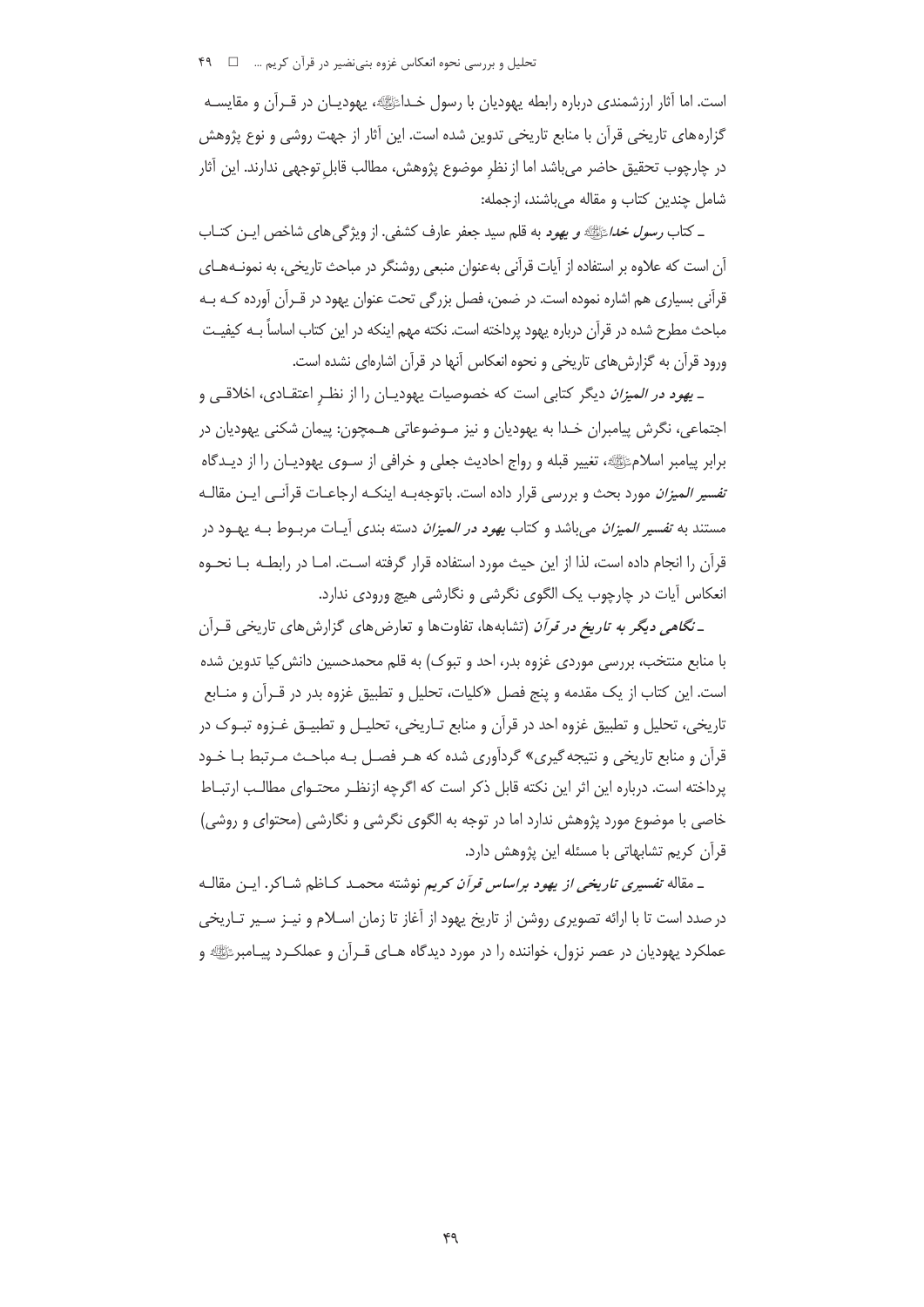است. اما آثار ارزشمندی درباره رابطه یهودیان با رسول خدا ﷺ، یهودیان در قرآن و مقایسه گزاره‌های تاریخی قرآن با منابع تاریخی تدوین شده است. این آثار از جهت روشی و نوع پژوهش در چارچوب تحقیق حاضر می‌باشد اما از نظرِ موضوع پژوهش، مطالب قابلِ توجهی ندارند. این آثار شامل چندین کتاب و مقاله می‌باشند، ازجمله:

ـ کتاب *رسول خدا ﷺ و یهود* به قلم سید جعفر عارف کشفی. از ویژگی‌های شاخص این کتاب آن است که علاوه بر استفاده از آیات قرآنی به‌عنوان منبعی روشنگر در مباحث تاریخی، به نمونه‌های قرآنی بسیاری هم اشاره نموده است. در ضمن، فصل بزرگی تحت عنوان یهود در قرآن آورده که به مباحث مطرح شده در قرآن درباره یهود پرداخته است. نکته مهم اینکه در این کتاب اساساً به کیفیت ورود قرآن به گزارش‌های تاریخی و نحوه انعکاس آنها در قرآن اشاره‌ای نشده است.

ـ *یهود در المیزان* دیگر کتابی است که خصوصیات یهودیان را از نظرِ اعتقادی، اخلاقی و اجتماعی، نگرش پیامبران خدا به یهودیان و نیز موضوعاتی همچون: پیمان شکنی یهودیان در برابر پیامبر اسلام ﷺ، تغییر قبله و رواج احادیث جعلی و خرافی از سوی یهودیان را از دیدگاه *تفسیر المیزان* مورد بحث و بررسی قرار داده است. باتوجه‌به اینکه ارجاعات قرآنی این مقاله مستند به *تفسیر المیزان* می‌باشد و کتاب *یهود در المیزان* دسته بندی آیات مربوط به یهود در قرآن را انجام داده است، لذا از این حیث مورد استفاده قرار گرفته است. اما در رابطه با نحوه انعکاس آیات در چارچوب یک الگوی نگرشی و نگارشی هیچ ورودی ندارد.

ـ *نگاهی دیگر به تاریخ در قرآن* (تشابه‌ها، تفاوت‌ها و تعارض‌های گزارش‌های تاریخی قرآن با منابع منتخب، بررسی موردی غزوه بدر، احد و تبوک) به قلم محمدحسین دانش‌کیا تدوین شده است. این کتاب از یک مقدمه و پنج فصل «کلیات، تحلیل و تطبیق غزوه بدر در قرآن و منابع تاریخی، تحلیل و تطبیق غزوه احد در قرآن و منابع تاریخی، تحلیل و تطبیق غزوه تبوک در قرآن و منابع تاریخی و نتیجه‌گیری» گردآوری شده که هر فصل به مباحث مرتبط با خود پرداخته است. درباره این اثر این نکته قابل ذکر است که اگرچه ازنظر محتوای مطالب ارتباط خاصی با موضوع مورد پژوهش ندارد اما در توجه به الگوی نگرشی و نگارشی (محتوای و روشی) قرآن کریم تشابهاتی با مسئله این پژوهش دارد.

ـ مقاله *تفسیری تاریخی از یهود براساس قرآن کریم* نوشته محمد کاظم شاکر. این مقاله درصدد است تا با ارائه تصویری روشن از تاریخ یهود از آغاز تا زمان اسلام و نیز سیر تاریخی عملکرد یهودیان در عصر نزول، خواننده را در مورد دیدگاه‌های قرآن و عملکرد پیامبر ﷺ و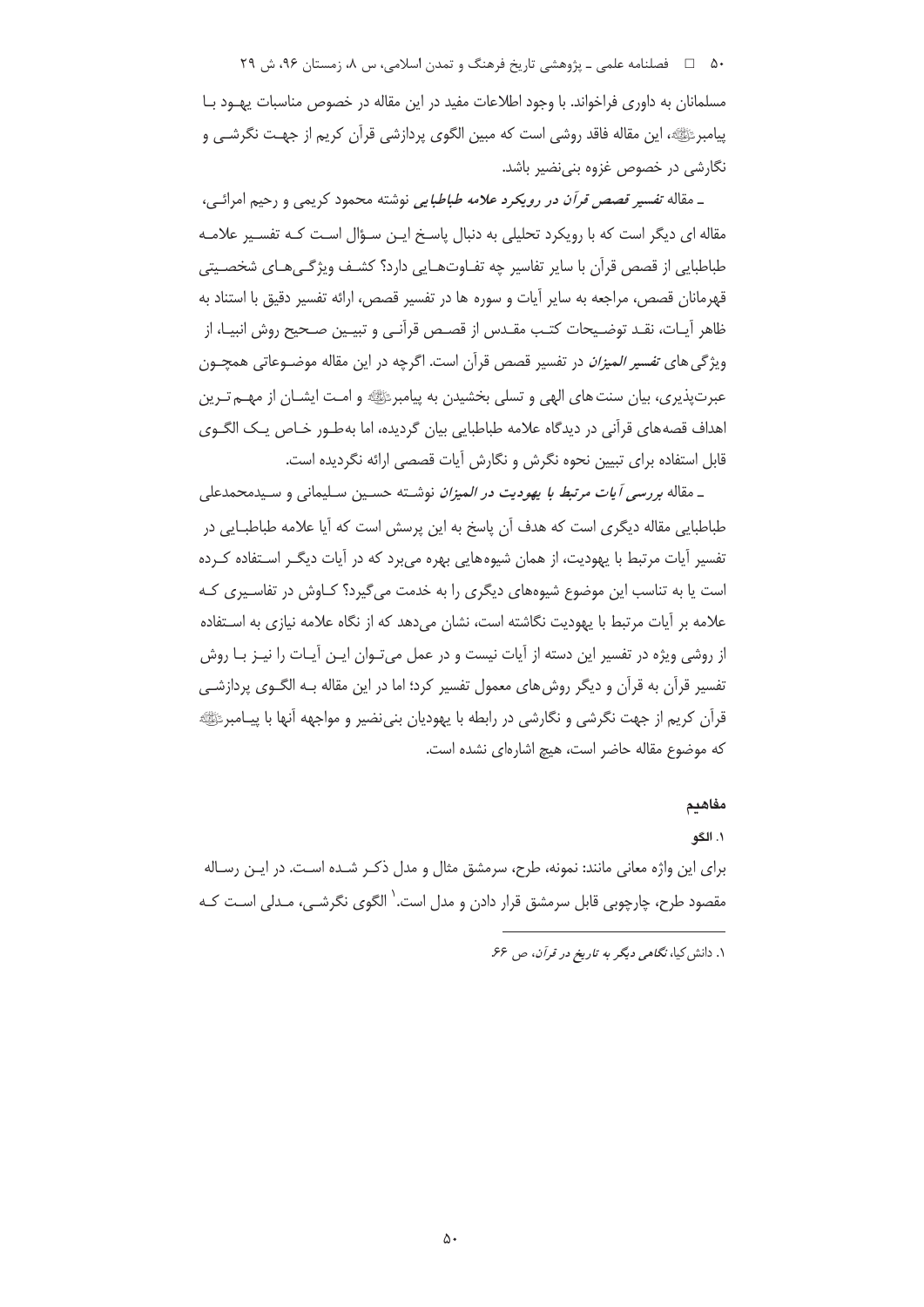مسلمانان به داوری فراخواند. با وجود اطلاعات مفید در این مقاله در خصوص مناسبات یهـود بـا پیامبرﷺ، این مقاله فاقد روشی است که مبین الگوی پردازشی قرآن کریم از جهـت نگرشـی و نگارشی در خصوص غزوه بنی‌نضیر باشد.

ـ مقاله *تفسیر قصص قرآن در رویکرد علامه طباطبایی* نوشته محمود کریمی و رحیم امرائـی، مقاله ای دیگر است که با رویکرد تحلیلی به دنبال پاسخ ایـن سـؤال اسـت کـه تفسـیر علامـه طباطبایی از قصص قرآن با سایر تفاسیر چه تفـاوت‌هـایی دارد؟ کشـف ویژگـی‌هـای شخصـیتی قهرمانان قصص، مراجعه به سایر آیات و سوره ها در تفسیر قصص، ارائه تفسیر دقیق با استناد به ظاهر آیـات، نقـد توضـیحات کتـب مقـدس از قصـص قرآنـی و تبیـین صـحیح روش انبیـا، از ویژگی های *تفسیر المیزان* در تفسیر قصص قرآن است. اگرچه در این مقاله موضـوعاتی همچـون عبرت‌پذیری، بیان سنت های الهی و تسلی بخشیدن به پیامبرﷺ و امـت ایشـان از مهـم‌تـرین اهداف قصه‌های قرآنی در دیدگاه علامه طباطبایی بیان گردیده، اما به‌طـور خـاص یـک الگـوی قابل استفاده برای تبیین نحوه نگرش و نگارش آیات قصصی ارائه نگردیده است.

ـ مقاله *بررسی آیات مرتبط با یهودیت در المیزان* نوشـته حسـین سـلیمانی و سـیدمحمدعلی طباطبایی مقاله دیگری است که هدف آن پاسخ به این پرسش است که آیا علامه طباطبـایی در تفسیر آیات مرتبط با یهودیت، از همان شیوه‌هایی بهره می‌برد که در آیات دیگـر اسـتفاده کـرده است یا به تناسب این موضوع شیوه‌های دیگری را به خدمت می‌گیرد؟ کـاوش در تفاسـیری کـه علامه بر آیات مرتبط با یهودیت نگاشته است، نشان می‌دهد که از نگاه علامه نیازی به اسـتفاده از روشی ویژه در تفسیر این دسته از آیات نیست و در عمل می‌تـوان ایـن آیـات را نیـز بـا روش تفسیر قرآن به قرآن و دیگر روش‌های معمول تفسیر کرد؛ اما در این مقاله بـه الگـوی پردازشـی قرآن کریم از جهت نگرشی و نگارشی در رابطه با یهودیان بنی‌نضیر و مواجهه آنها با پیـامبرﷺ که موضوع مقاله حاضر است، هیچ اشاره‌ای نشده است.

## مفاهیم

### ۱. الگو

برای این واژه معانی مانند: نمونه، طرح، سرمشق مثال و مدل ذکـر شـده اسـت. در ایـن رسـاله مقصود طرح، چارچوبی قابل سرمشق قرار دادن و مدل است.[۱] الگوی نگرشـی، مـدلی اسـت کـه

---

۱. دانش‌کیا، *نگاهی دیگر به تاریخ در قرآن*، ص ۶۶.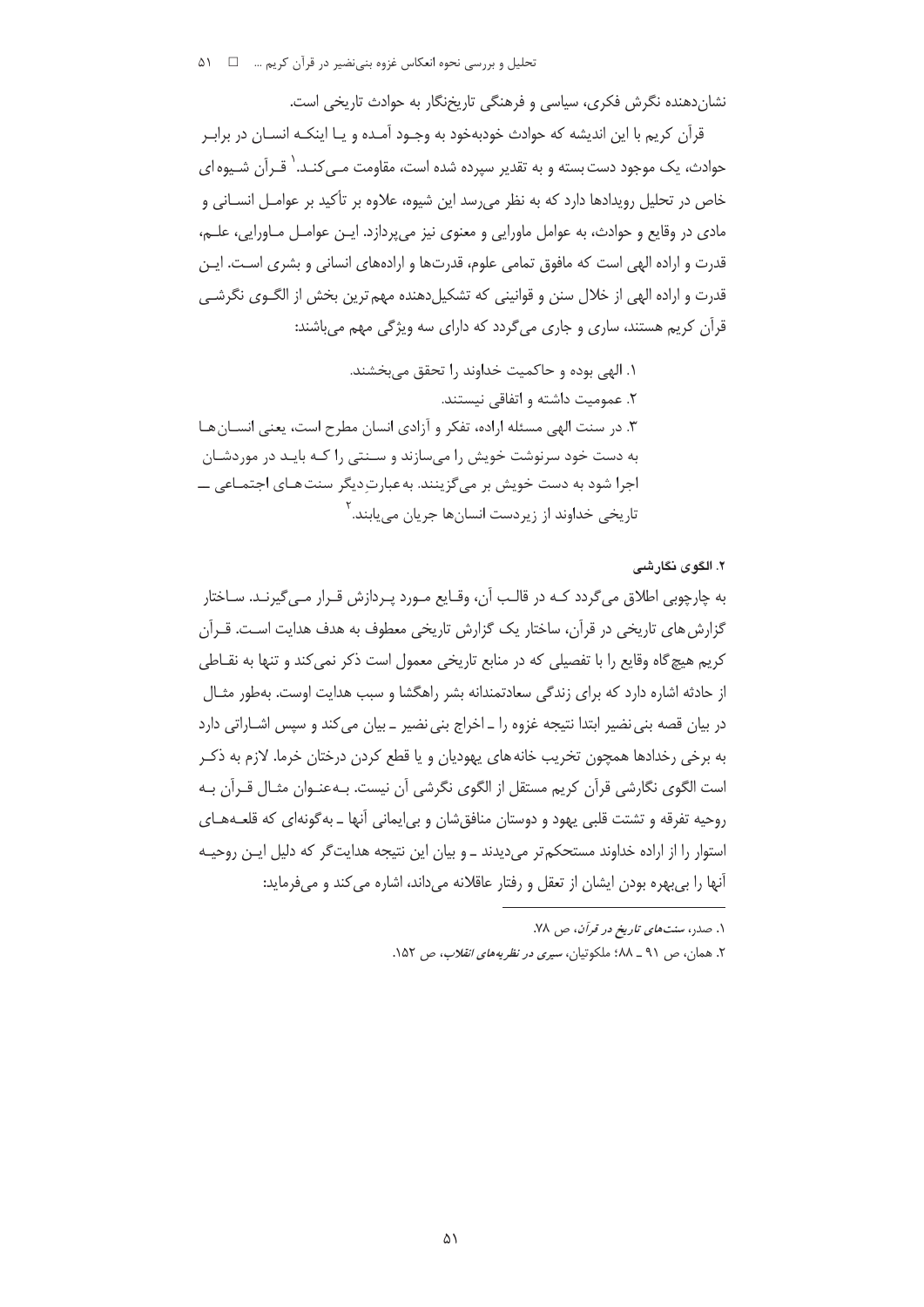نشان‌دهنده نگرش فکری، سیاسی و فرهنگی تاریخ‌نگار به حوادث تاریخی است.

قرآن کریم با این اندیشه که حوادث خودبه‌خود به وجـود آمـده و یـا اینکـه انسـان در برابـر حوادث، یک موجود دست‌بسته و به تقدیر سپرده شده است، مقاومت مـی‌کنـد.[1] قـرآن شـیوه‌ای خاص در تحلیل رویدادها دارد که به نظر می‌رسد این شیوه، علاوه بر تأکید بر عوامـل انسـانی و مادی در وقایع و حوادث، به عوامل ماورایی و معنوی نیز می‌پردازد. ایـن عوامـل مـاورایی، علـم، قدرت و اراده الهی است که مافوق تمامی علوم، قدرت‌ها و اراده‌های انسانی و بشری اسـت. ایـن قدرت و اراده الهی از خلال سنن و قوانینی که تشکیل‌دهنده مهم‌ترین بخش از الگـوی نگرشـی قرآن کریم هستند، ساری و جاری می‌گردد که دارای سه ویژگی مهم می‌باشند:

۱. الهی بوده و حاکمیت خداوند را تحقق می‌بخشند.

۲. عمومیت داشته و اتفاقی نیستند.

۳. در سنت الهی مسئله اراده، تفکر و آزادی انسان مطرح است، یعنی انسـان‌هـا به دست خود سرنوشت خویش را می‌سازند و سـنتی را کـه بایـد در موردشـان اجرا شود به دست خویش بر می‌گزینند. به‌عبارتِ‌دیگر سنت‌هـای اجتمـاعی ـــ تاریخی خداوند از زیردست انسان‌ها جریان می‌یابند.[2]

### ۲. الگوی نگارشی

به چارچوبی اطلاق می‌گردد کـه در قالـب آن، وقـایع مـورد پـردازش قـرار مـی‌گیرنـد. سـاختار گزارش‌های تاریخی در قرآن، ساختار یک گزارش تاریخی معطوف به هدف هدایت اسـت. قـرآن کریم هیچ‌گاه وقایع را با تفصیلی که در منابع تاریخی معمول است ذکر نمی‌کند و تنها به نقـاطی از حادثه اشاره دارد که برای زندگی سعادتمندانه بشر راهگشا و سبب هدایت اوست. به‌طور مثـال در بیان قصه بنی‌نضیر ابتدا نتیجه غزوه را ـ اخراج بنی‌نضیر ـ بیان می‌کند و سپس اشـاراتی دارد به برخی رخدادها همچون تخریب خانه‌های یهودیان و یا قطع کردن درختان خرما. لازم به ذکـر است الگوی نگارشی قرآن کریم مستقل از الگوی نگرشی آن نیست. بـه‌عنـوان مثـال قـرآن بـه روحیه تفرقه و تشتت قلبی یهود و دوستان منافق‌شان و بی‌ایمانی آنها ـ به‌گونه‌ای که قلعـه‌هـای استوار را از اراده خداوند مستحکم‌تر می‌دیدند ـ و بیان این نتیجه هدایت‌گر که دلیل ایـن روحیـه آنها را بی‌بهره بودن ایشان از تعقل و رفتار عاقلانه می‌داند، اشاره می‌کند و می‌فرماید:

---

۱. صدر، *سنت‌های تاریخ در قرآن*، ص ۷۸.

۲. همان، ص ۹۱ ـ ۸۸؛ ملکوتیان، *سیری در نظریه‌های انقلاب*، ص ۱۵۲.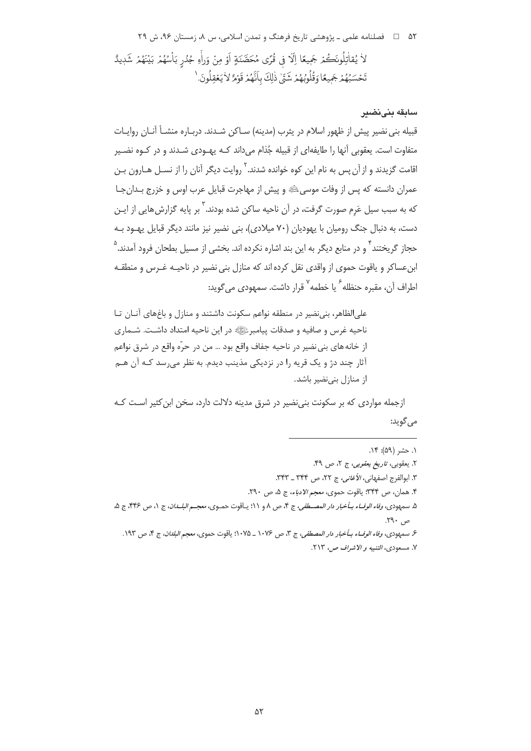لاٰ يُقاتِلُونَكُمْ جَمِيعًا اِلّاٰ فِي قُرًى مُحَصَّنَةٍ اَوْ مِنْ وَراٰءِ جُدُرٍ بَاْسُهُمْ بَيْنَهُمْ شَدِيدٌ تَحْسَبُهُمْ جَمِيعًا وَقُلُوبُهُمْ شَتّىٰ ذٰلِكَ بِاَنَّهُمْ قَوْمٌ لاٰ يَعْقِلُونَ.[1]

### سابقه بنی‌نضیر

قبیله بنی نضیر پیش از ظهور اسلام در یثرب (مدینه) ساکن شدند. درباره منشأ آنان روایات متفاوت است. یعقوبی آنها را طایفه‌ای از قبیله جُذام می‌داند که یهودی شدند و در کوه نضیر اقامت گزیدند و از آن پس به نام این کوه خوانده شدند.[2] روایت دیگر آنان را از نسل هارون بن عمران دانسته که پس از وفات موسی علیه‌السلام و پیش از مهاجرت قبایل عرب اوس و خزرج بدان‌جا که به سبب سیل عَرِم صورت گرفت، در آن ناحیه ساکن شده بودند.[3] بر پایه گزارش‌هایی از این دست، به دنبال جنگ رومیان با یهودیان (۷۰ میلادی)، بنی نضیر نیز مانند دیگر قبایل یهود به حجاز گریختند[4] و در منابع دیگر به این بند اشاره نکرده اند. بخشی از مسیل بطحان فرود آمدند.[5] ابن‌عساکر و یاقوت حموی از واقدی نقل کرده اند که منازل بنی نضیر در ناحیه غرس و منطقه اطراف آن، مقبره حنظله[6] یا خطمه[7] قرار داشت. سمهودی می‌گوید:

> علی‌الظاهر، بنی‌نضیر در منطقه نواعم سکونت داشتند و منازل و باغ‌های آنان تا ناحیه غرس و صافیه و صدقات پیامبر صلی‌الله‌علیه‌وآله در این ناحیه امتداد داشت. شماری از خانه‌های بنی نضیر در ناحیه جفاف واقع بود ... من در حرّه واقع در شرق نواعم آثار چند دژ و یک قریه را در نزدیکی مذینب دیدم. به نظر می‌رسد که آن هم از منازل بنی‌نضیر باشد.

ازجمله مواردی که بر سکونت بنی‌نضیر در شرق مدینه دلالت دارد، سخن ابن‌کثیر است که می‌گوید:

---

۱. حشر (۵۹): ۱۴.

۲. یعقوبی، *تاریخ یعقوبی*، ج ۲، ص ۴۹.

۳. ابوالفرج اصفهانی، *الأغانی*، ج ۲۲، ص ۳۴۴ ـ ۳۴۳.

۴. همان، ص ۳۴۴؛ یاقوت حموی، *معجم الادباء*، ج ۵، ص ۲۹۰.

۵. سمهودی، *وفاء الوفاء بأخبار دار المصطفی*، ج ۴، ص ۸ و ۱۱؛ یاقوت حموی، *معجم البلدان*، ج ۱، ص ۴۴۶؛ ج ۵، ص ۲۹۰.

۶. سمهودی، *وفاء الوفاء بأخبار دار المصطفی*، ج ۳، ص ۱۰۷۶ ـ ۱۰۷۵؛ یاقوت حموی، *معجم البلدان*، ج ۴، ص ۱۹۳.

۷. مسعودی، *التنبیه و الاشراف* ص، ۲۱۳.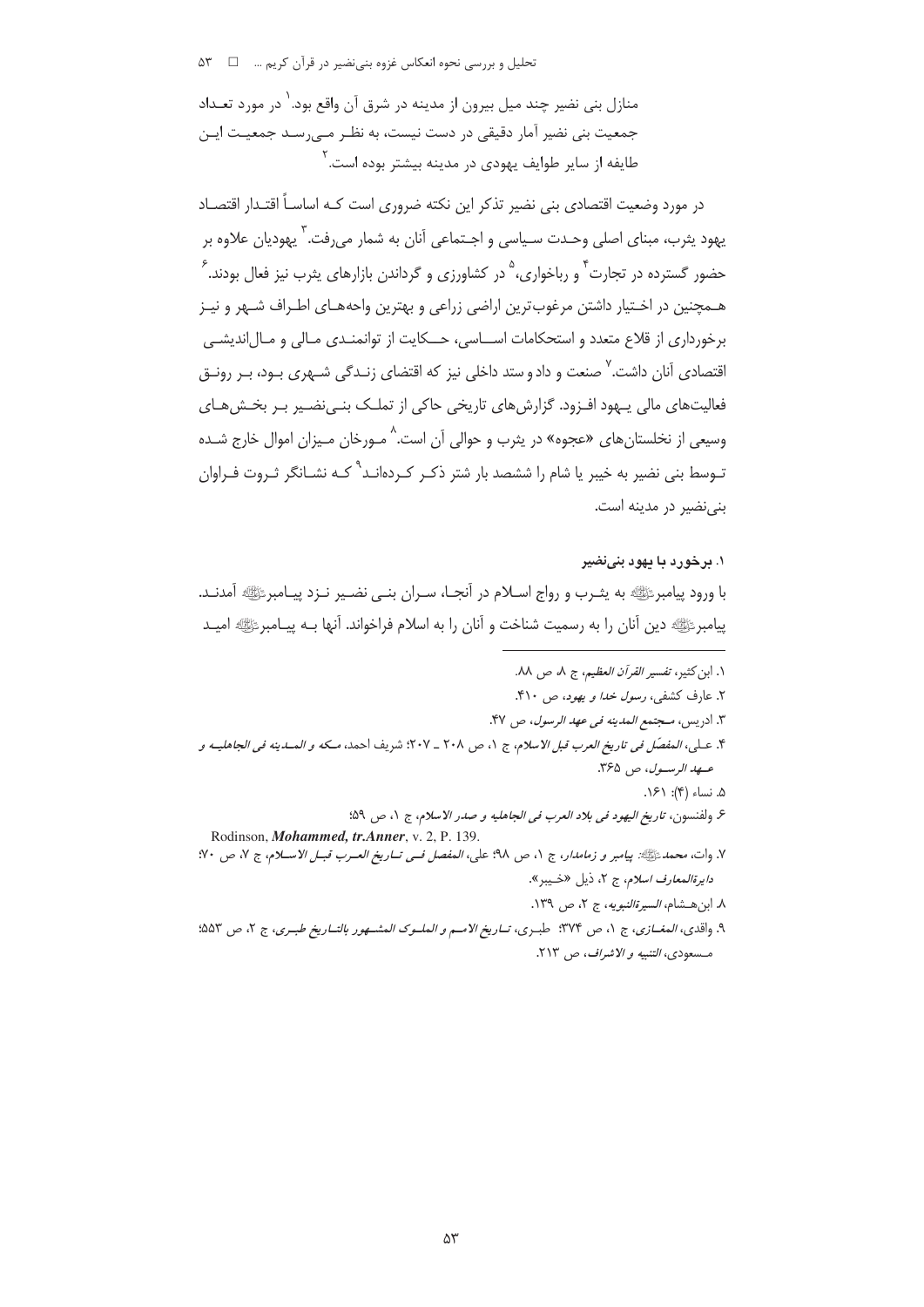منازل بنی نضیر چند میل بیرون از مدینه در شرق آن واقع بود.[1] در مورد تعـداد جمعیت بنی نضیر آمار دقیقی در دست نیست، به نظـر مـی‌رسـد جمعیـت ایـن طایفه از سایر طوایف یهودی در مدینه بیشتر بوده است.[2]

در مورد وضعیت اقتصادی بنی نضیر تذکر این نکته ضروری است کـه اساسـاً اقتـدار اقتصـاد یهود یثرب، مبنای اصلی وحـدت سـیاسی و اجـتماعی آنان به شمار می‌رفت.[3] یهودیان علاوه بر حضور گسترده در تجارت[4] و رباخواری،[5] در کشاورزی و گرداندن بازارهای یثرب نیز فعال بودند.[6] هـمچنین در اخـتیار داشتن مرغوب‌ترین اراضی زراعی و بهترین واحه‌هـای اطـراف شـهر و نیـز برخورداری از قلاع متعدد و استحکامات اســاسی، حــکایت از توانمنـدی مـالی و مـال‌اندیشـی اقتصادی آنان داشت.[7] صنعت و داد و ستد داخلی نیز که اقتضای زنـدگی شـهری بـود، بـر رونـق فعالیت‌های مالی یـهود افـزود. گزارش‌های تاریخی حاکی از تملـک بنـی‌نضـیر بـر بخـش‌هـای وسیعی از نخلستان‌های «عجوه» در یثرب و حوالی آن است.[8] مـورخان مـیزان اموال خارج شـده تـوسط بنی نضیر به خیبر یا شام را ششصد بار شتر ذکـر کـرده‌انـد[9] کـه نشـانگر ثـروت فـراوان بنی‌نضیر در مدینه است.

### ۱. برخورد با یهود بنی‌نضیر

با ورود پیامبر ﷺ به یثـرب و رواج اسـلام در آنجـا، سـران بنـی نضـیر نـزد پیـامبر ﷺ آمدنـد. پیامبر ﷺ دین آنان را به رسمیت شناخت و آنان را به اسلام فراخواند. آنها بـه پیـامبر ﷺ امیـد

---

۱. ابن‌کثیر، *تفسیر القرآن العظیم*، ج ۸، ص ۸۸.

۲. عارف کشفی، *رسول خدا و یهود*، ص ۴۱۰.

۳. ادریس، *مـجتمع المدینه فی عهد الرسول*، ص ۴۷.

۴. عـلی، *المفصّل فی تاریخ العرب قبل الاسلام*، ج ۱، ص ۲۰۸ ـ ۲۰۷؛ شریف احمد، *مـکه و المـدینه فی الجاهلیـه و عـهد الرسـول*، ص ۳۶۵.

۵. نساء (۴): ۱۶۱.

۶. ولفنسون، *تاریخ الیهود فی بلاد العرب فی الجاهلیه و صدر الاسلام*، ج ۱، ص ۵۹؛ Rodinson, ***Mohammed, tr.Anner***, v. 2, P. 139.

۷. وات، *محمد ﷺ: پیامبر و زمامدار*، ج ۱، ص ۹۸؛ علی، *المفصل فـی تـاریخ العـرب قبـل الاسـلام*، ج ۷، ص ۷۰؛ *دایرةالمعارف اسلام*، ج ۲، ذیل «خـیبر».

۸. ابن‌هـشام، *السیرةالنبویه*، ج ۲، ص ۱۳۹.

۹. واقدی، *المغـازی*، ج ۱، ص ۳۷۴؛ طبـری، *تـاریخ الامـم و الملـوک المشـهور بالتـاریخ طبـری*، ج ۲، ص ۵۵۳؛ مـسعودی، *التنبیه و الاشراف*، ص ۲۱۳.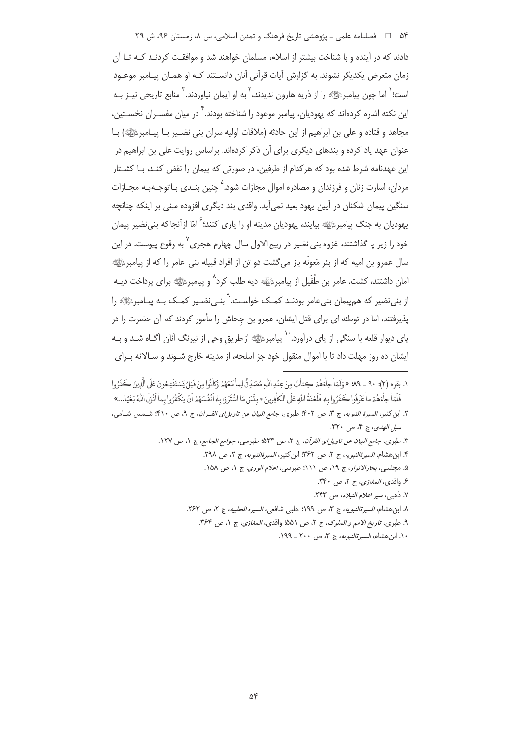دادند که در آینده و با شناخت بیشتر از اسلام، مسلمان خواهند شد و موافقت کردنـد کـه تـا آن زمان متعرض یکدیگر نشوند. به گزارش آیات قرآنی آنان دانسـتند کـه او همـان پیـامبر موعـود است؛[1] اما چون پیامبرﷺ را از ذریه هارون ندیدند،[2] به او ایمان نیاوردند.[3] منابع تاریخی نیـز بـه این نکته اشاره کرده‌اند که یهودیان، پیامبر موعود را شناخته بودند.[4] در میان مفسـران نخسـتین، مجاهد و قتاده و علی بن ابراهیم از این حادثه (ملاقات اولیه سران بنی نضـیر بـا پیـامبرﷺ) بـا عنوان عهد یاد کرده و بندهای دیگری برای آن ذکر کرده‌اند. براساس روایت علی بن ابراهیم در این عهدنامه شرط شده بود که هرکدام از طرفین، در صورتی که پیمان را نقض کنـد، بـا کشـتار مردان، اسارت زنان و فرزندان و مصادره اموال مجازات شود.[5] چنین بنـدی بـاتوجـه‌بـه مجـازات سنگین پیمان شکنان در آیین یهود بعید نمی‌آید. واقدی بند دیگری افزوده مبنی بر اینکه چنانچه یهودیان به جنگ پیامبرﷺ بیایند، یهودیان مدینه او را یاری کنند؛[6] امّا ازآنجاکه بنی‌نضیر پیمان خود را زیر پا گذاشتند، غزوه بنی نضیر در ربیع‌الاول سال چهارم هجری[7] به وقوع پیوست. در این سال عمرو بن امیه که از بئر مَعونَه باز می‌گشت دو تن از افراد قبیله بنی عامر را که از پیامبرﷺ امان داشتند، کشت. عامر بن طُفَیل از پیامبرﷺ دیه طلب کرد[8] و پیامبرﷺ برای پرداخت دیـه از بنی‌نضیر که هم‌پیمان بنی‌عامر بودنـد کمـک خواسـت.[9] بنـی‌نضـیر کمـک بـه پیـامبرﷺ را پذیرفتند، اما در توطئه ای برای قتل ایشان، عمرو بن جِحاش را مأمور کردند که آن حضرت را در پای دیوار قلعه با سنگی از پای درآورد.[10] پیامبرﷺ ازطریق وحی از نیرنگ آنان آگـاه شـد و بـه ایشان ده روز مهلت داد تا با اموال منقول خود جز اسلحه، از مدینه خارج شـوند و سـالانه بـرای

---

1. بقره (۲): ۹۰ ـ ۸۹؛ «وَلَمَّا جَاءَهُمْ كِتَابٌ مِنْ عِنْدِ اللَّهِ مُصَدِّقٌ لِمَا مَعَهُمْ وَكَانُوا مِنْ قَبْلُ يَسْتَفْتِحُونَ عَلَى الَّذِينَ كَفَرُوا فَلَمَّا جَاءَهُمْ مَا عَرَفُوا كَفَرُوا بِهِ فَلَعْنَةُ اللَّهِ عَلَى الْكَافِرِينَ * بِئْسَمَا اشْتَرَوْا بِهِ أَنْفُسَهُمْ أَنْ يَكْفُرُوا بِمَا أَنْزَلَ اللَّهُ بَغْيًا...»
2. ابن‌کثیر، *السیرة النبویه*، ج ۳، ص ۴۰۲؛ طبری، *جامع البیان عن تاویل‌ای القـرآن*، ج ۹، ص ۴۱۰؛ شـمس شـامی، *سبل الهدی*، ج ۴، ص ۳۲۰.
3. طبری، *جامع البیان عن تاویل‌ای القرآن*، ج ۲، ص ۵۳۳؛ طبرسی، *جوامع الجامع*، ج ۱، ص ۱۲۷.
4. ابن‌هشام، *السیرةالنبویه*، ج ۲، ص ۳۶۲؛ ابن‌کثیر، *السیرةالنبویه*، ج ۲، ص ۲۹۸.
5. مجلسی، *بحارالانوار*، ج ۱۹، ص ۱۱۱؛ طبرسی، *اعلام الوری*، ج ۱، ص ۱۵۸.
6. واقدی، *المغازی*، ج ۲، ص ۳۴۰.
7. ذهبی، *سیر اعلام النبلاء*، ص ۲۴۳.
8. ابن‌هشام، *السیرةالنبویه*، ج ۳، ص ۱۹۹؛ حلبی شافعی، *السیره الحلبیه*، ج ۲، ص ۲۶۳.
9. طبری، *تاریخ الامم و الملوک*، ج ۲، ص ۵۵۱؛ واقدی، *المغازی*، ج ۱، ص ۳۶۴.
10. ابن‌هشام، *السیرةالنبویه*، ج ۳، ص ۲۰۰ ـ ۱۹۹.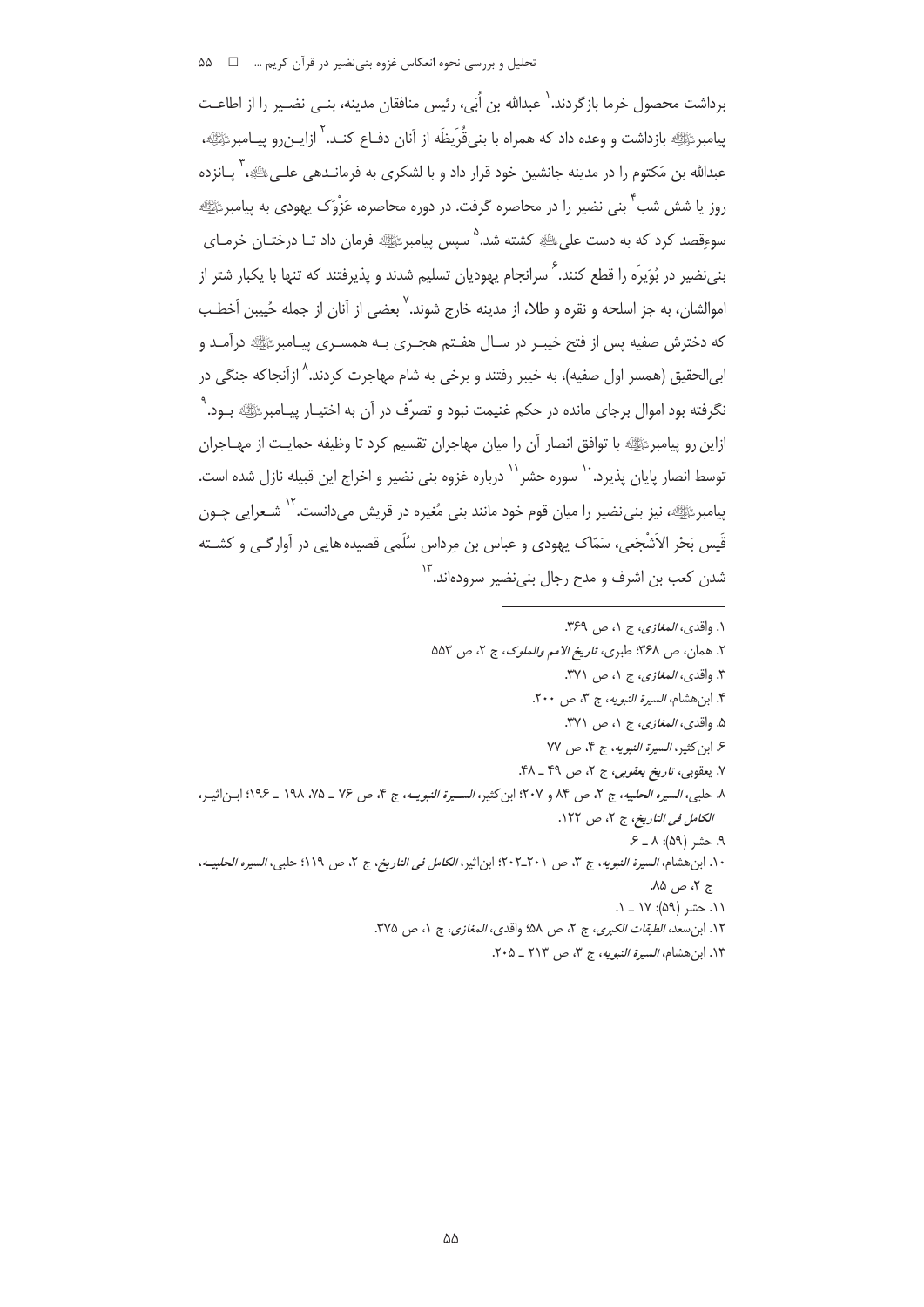برداشت محصول خرما بازگردند.[1] عبدالله بن اُبَی، رئیس منافقان مدینه، بنـی نضـیر را از اطاعـت پیامبرﷺ بازداشت و وعده داد که همراه با بنی‌قُرَیظَه از آنان دفـاع کنـد.[2] ازایـن‌رو پیـامبرﷺ، عبدالله بن مَکتوم را در مدینه جانشین خود قرار داد و با لشکری به فرمانـدهی علـیؑ،[3] پـانزده روز یا شش شب[4] بنی نضیر را در محاصره گرفت. در دوره محاصره، عَزْوَک یهودی به پیامبرﷺ سوءقصد کرد که به دست علیؑ کشته شد.[5] سپس پیامبرﷺ فرمان داد تـا درختـان خرمـای بنی‌نضیر در بُوَیرَه را قطع کنند.[6] سرانجام یهودیان تسلیم شدند و پذیرفتند که تنها با یکبار شتر از اموالشان، به جز اسلحه و نقره و طلا، از مدینه خارج شوند.[7] بعضی از آنان از جمله حُیَیبن اَخطـب که دخترش صفیه پس از فتح خیبـر در سـال هفـتم هجـری بـه همسـری پیـامبرﷺ درآمـد و ابی‌الحقیق (همسر اول صفیه)، به خیبر رفتند و برخی به شام مهاجرت کردند.[8] ازآنجاکه جنگی در نگرفته بود اموال برجای مانده در حکم غنیمت نبود و تصرّف در آن به اختیـار پیـامبرﷺ بـود.[9] ازاین رو پیامبرﷺ با توافق انصار آن را میان مهاجران تقسیم کرد تا وظیفه حمایـت از مهـاجران توسط انصار پایان پذیرد.[10] سوره حشر[11] درباره غزوه بنی نضیر و اخراج این قبیله نازل شده است. پیامبرﷺ، نیز بنی‌نضیر را میان قوم خود مانند بنی مُغیره در قریش می‌دانست.[12] شـعرایی چـون قَیس بَحْر الاَشْجَعی، سَمّاک یهودی و عباس بن مِرداس سُلَمی قصیده‌هایی در آوارگـی و کشـته شدن کعب بن اشرف و مدح رجال بنی‌نضیر سروده‌اند.[13]

---

۱. واقدی، *المغازی*، ج ۱، ص ۳۶۹.

۲. همان، ص ۳۶۸؛ طبری، *تاریخ الامم والملوک*، ج ۲، ص ۵۵۳.

۳. واقدی، *المغازی*، ج ۱، ص ۳۷۱.

۴. ابن‌هشام، *السیرة النبویه*، ج ۳، ص ۲۰۰.

۵. واقدی، *المغازی*، ج ۱، ص ۳۷۱.

۶. ابن‌کثیر، *السیرة النبویه*، ج ۴، ص ۷۷

۷. یعقوبی، *تاریخ یعقوبی*، ج ۲، ص ۴۹ ـ ۴۸.

۸. حلبی، *السیره الحلبیه*، ج ۲، ص ۸۴ و ۲۰۷؛ ابن‌کثیر، *السـیرة النبویـه*، ج ۴، ص ۷۶ ـ ۷۵، ۱۹۸ ـ ۱۹۶؛ ابـن‌اثیـر، *الکامل فی التاریخ*، ج ۲، ص ۱۲۲.

۹. حشر (۵۹): ۸ ـ ۶.

۱۰. ابن‌هشام، *السیرة النبویه*، ج ۳، ص ۲۰۱ـ۲۰۲؛ ابن‌اثیر، *الکامل فی التاریخ*، ج ۲، ص ۱۱۹؛ حلبی، *السیره الحلبیـه*، ج ۲، ص ۸۵.

۱۱. حشر (۵۹): ۱۷ ـ ۱.

۱۲. ابن‌سعد، *الطبقات الکبری*، ج ۲، ص ۵۸؛ واقدی، *المغازی*، ج ۱، ص ۳۷۵.

۱۳. ابن‌هشام، *السیرة النبویه*، ج ۳، ص ۲۱۳ ـ ۲۰۵.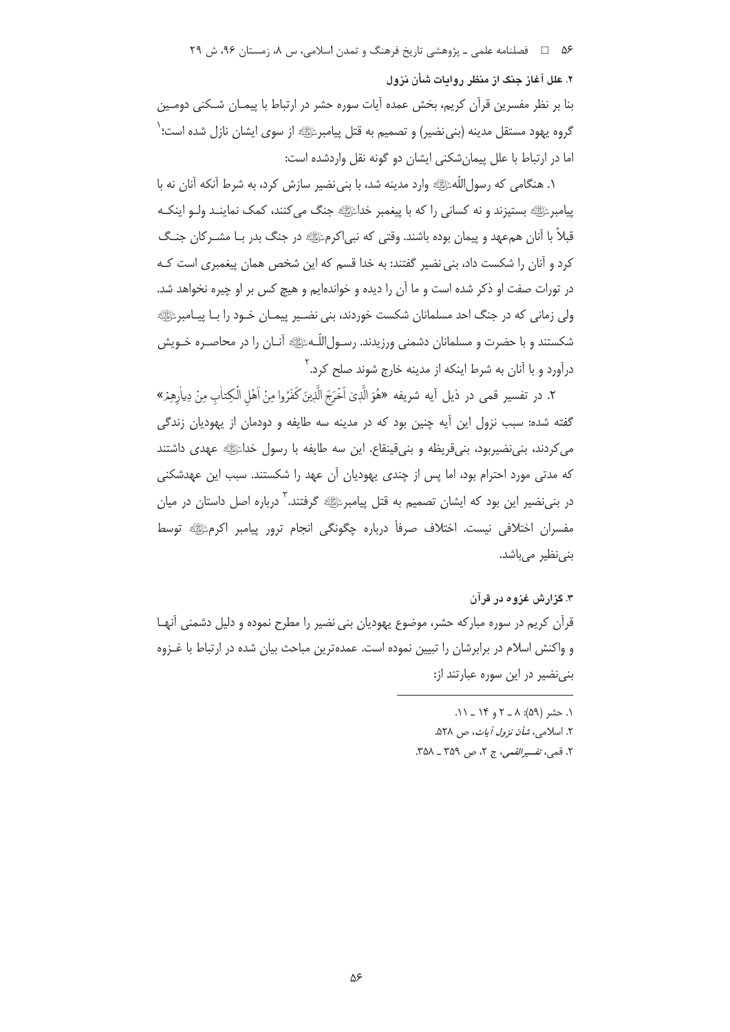### ۲. علل آغاز جنگ از منظر روایات شأن نزول

بنا بر نظر مفسرین قرآن کریم، بخش عمده آیات سوره حشر در ارتباط با پیمان شکنی دومین گروه یهود مستقل مدینه (بنی‌نضیر) و تصمیم به قتل پیامبرﷺ از سوی ایشان نازل شده است؛[1] اما در ارتباط با علل پیمان‌شکنی ایشان دو گونه نقل واردشده است:

۱. هنگامی که رسول‌اللّهﷺ وارد مدینه شد، با بنی‌نضیر سازش کرد، به شرط آنکه آنان نه با پیامبرﷺ بستیزند و نه کسانی را که با پیغمبر خداﷺ جنگ می‌کنند، کمک نمایند ولو اینکه قبلاً با آنان هم‌عهد و پیمان بوده باشند. وقتی که نبی‌اکرمﷺ در جنگ بدر با مشرکان جنگ کرد و آنان را شکست داد، بنی نضیر گفتند: به خدا قسم که این شخص همان پیغمبری است که در تورات صفت او ذکر شده است و ما آن را دیده و خوانده‌ایم و هیچ کس بر او چیره نخواهد شد. ولی زمانی که در جنگ احد مسلمانان شکست خوردند، بنی نضیر پیمان خود را با پیامبرﷺ شکستند و با حضرت و مسلمانان دشمنی ورزیدند. رسول‌اللّهﷺ آنان را در محاصره خویش درآورد و با آنان به شرط اینکه از مدینه خارج شوند صلح کرد.[2]

۲. در تفسیر قمی در ذیل آیه شریفه «هُوَ الَّذِیَ اَخْرَجَ الَّذِینَ کَفَرُوا مِنْ اَهْلِ الْکِتابِ مِنْ دِیارِهِمْ» گفته شده: سبب نزول این آیه چنین بود که در مدینه سه طایفه و دودمان از یهودیان زندگی می‌کردند، بنی‌نضیربود، بنی‌قریظه و بنی‌قینقاع. این سه طایفه با رسول خداﷺ عهدی داشتند که مدتی مورد احترام بود، اما پس از چندی یهودیان آن عهد را شکستند. سبب این عهدشکنی در بنی‌نضیر این بود که ایشان تصمیم به قتل پیامبرﷺ گرفتند.[3] درباره اصل داستان در میان مفسران اختلافی نیست. اختلاف صرفاً درباره چگونگی انجام ترور پیامبر اکرمﷺ توسط بنی‌نظیر می‌باشد.

### ۳. گزارش غزوه در قرآن

قرآن کریم در سوره مبارکه حشر، موضوع یهودیان بنی نضیر را مطرح نموده و دلیل دشمنی آنها و واکنش اسلام در برابرشان را تبیین نموده است. عمده‌ترین مباحث بیان شده در ارتباط با غـزوه بنی‌نضیر در این سوره عبارتند از:

---

۱. حشر (۵۹): ۸ ـ ۲ و ۱۴ ـ ۱۱.

۲. اسلامی، *شأن نزول آیات*، ص ۵۲۸.

۲. قمی، *تفسیرالقمی*، ج ۲، ص ۳۵۹ ـ ۳۵۸.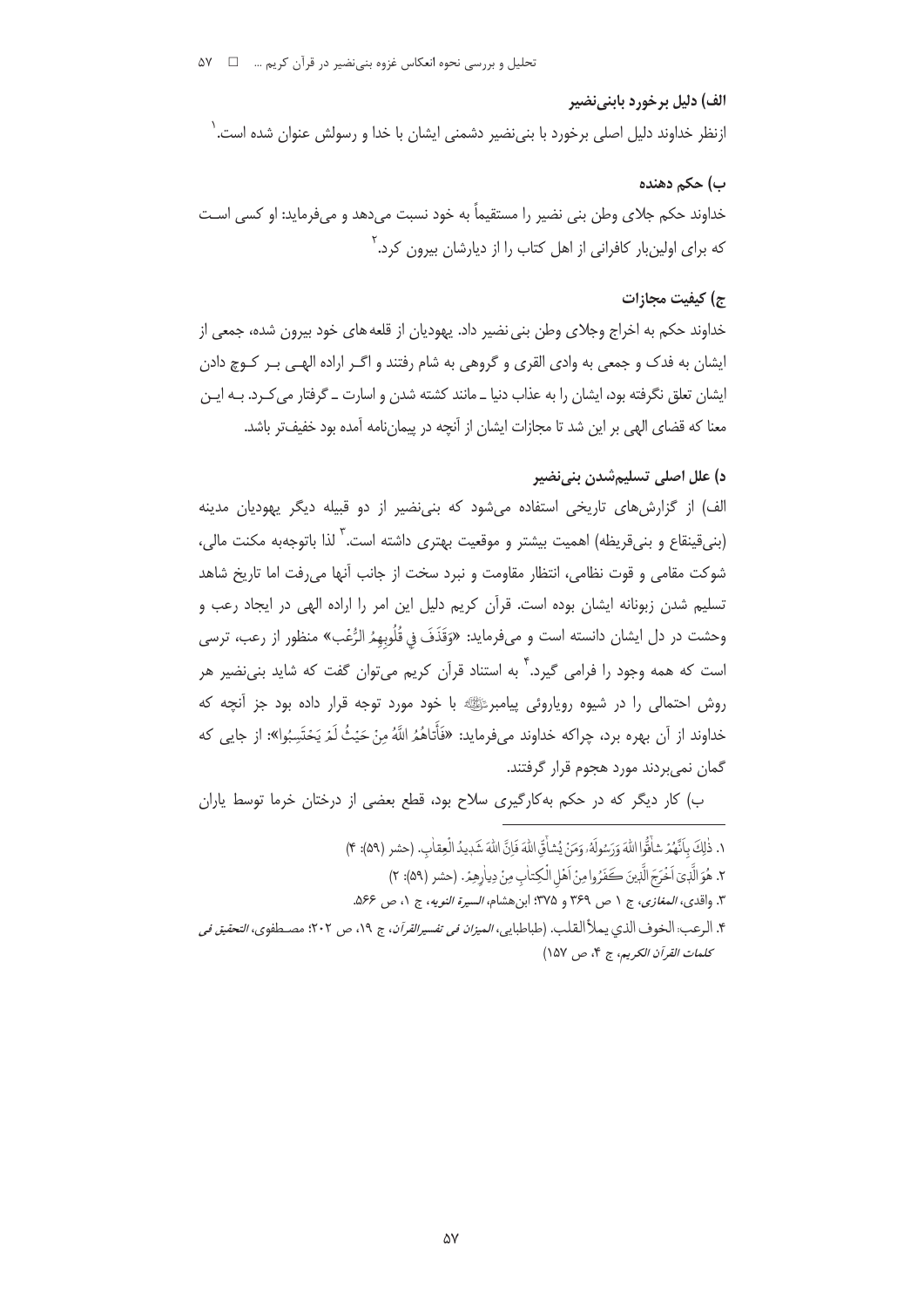### الف) دلیل برخورد بابنی‌نضیر

ازنظر خداوند دلیل اصلی برخورد با بنی‌نضیر دشمنی ایشان با خدا و رسولش عنوان شده است.[1]

### ب) حکم دهنده

خداوند حکم جلای وطن بنی نضیر را مستقیماً به خود نسبت می‌دهد و می‌فرماید: او کسی است که برای اولین‌بار کافرانی از اهل کتاب را از دیارشان بیرون کرد.[2]

### ج) کیفیت مجازات

خداوند حکم به اخراج وجلای وطن بنی نضیر داد. یهودیان از قلعه‌های خود بیرون شده، جمعی از ایشان به فدک و جمعی به وادی القری و گروهی به شام رفتند و اگر اراده الهی بر کوچ دادن ایشان تعلق نگرفته بود، ایشان را به عذاب دنیا ـ مانند کشته شدن و اسارت ـ گرفتار می‌کرد. به این معنا که قضای الهی بر این شد تا مجازات ایشان از آنچه در پیمان‌نامه آمده بود خفیف‌تر باشد.

### د) علل اصلی تسلیم‌شدن بنی‌نضیر

الف) از گزارش‌های تاریخی استفاده می‌شود که بنی‌نضیر از دو قبیله دیگر یهودیان مدینه (بنی‌قینقاع و بنی‌قریظه) اهمیت بیشتر و موقعیت بهتری داشته است.[3] لذا باتوجه‌به مکنت مالی، شوکت مقامی و قوت نظامی، انتظار مقاومت و نبرد سخت از جانب آنها می‌رفت اما تاریخ شاهد تسلیم شدن زبونانه ایشان بوده است. قرآن کریم دلیل این امر را اراده الهی در ایجاد رعب و وحشت در دل ایشان دانسته است و می‌فرماید: «وَقَذَفَ فِي قُلُوبِهِمُ الرُّعْب» منظور از رعب، ترسی است که همه وجود را فرامی گیرد.[4] به استناد قرآن کریم می‌توان گفت که شاید بنی‌نضیر هر روش احتمالی را در شیوه رویاروئی پیامبرﷺ با خود مورد توجه قرار داده بود جز آنچه که خداوند از آن بهره برد، چراکه خداوند می‌فرماید: «فَأَتاهُمُ اللَّهُ مِنْ حَيْثُ لَمْ يَحْتَسِبُوا»: از جایی که گمان نمی‌بردند مورد هجوم قرار گرفتند.

ب) کار دیگر که در حکم به‌کارگیری سلاح بود، قطع بعضی از درختان خرما توسط یاران

---

1. ذٰلِكَ بِاَنَّهُمْ شاقُّوا اللّٰهَ وَرَسُولَهُ وَمَنْ يُشاقِّ اللّٰهَ فَاِنَّ اللّٰهَ شَديدُ الْعِقابِ. (حشر (۵۹): ۴)
2. هُوَ الَّذِیٓ اَخْرَجَ الَّذِينَ كَفَرُوا مِنْ اَهْلِ الْكِتابِ مِنْ دِيارِهِمْ. (حشر (۵۹): ۲)
3. واقدی، *المغازی*، ج ۱ ص ۳۶۹ و ۳۷۵؛ ابن‌هشام، *السیرة النبویه*، ج ۱، ص ۵۶۶.
4. الرعب: الخوف الذي يملأ القلب. (طباطبایی، *المیزان فی تفسیرالقرآن*، ج ۱۹، ص ۲۰۲؛ مصطفوی، *التحقیق فی کلمات القرآن الکریم*، ج ۴، ص ۱۵۷)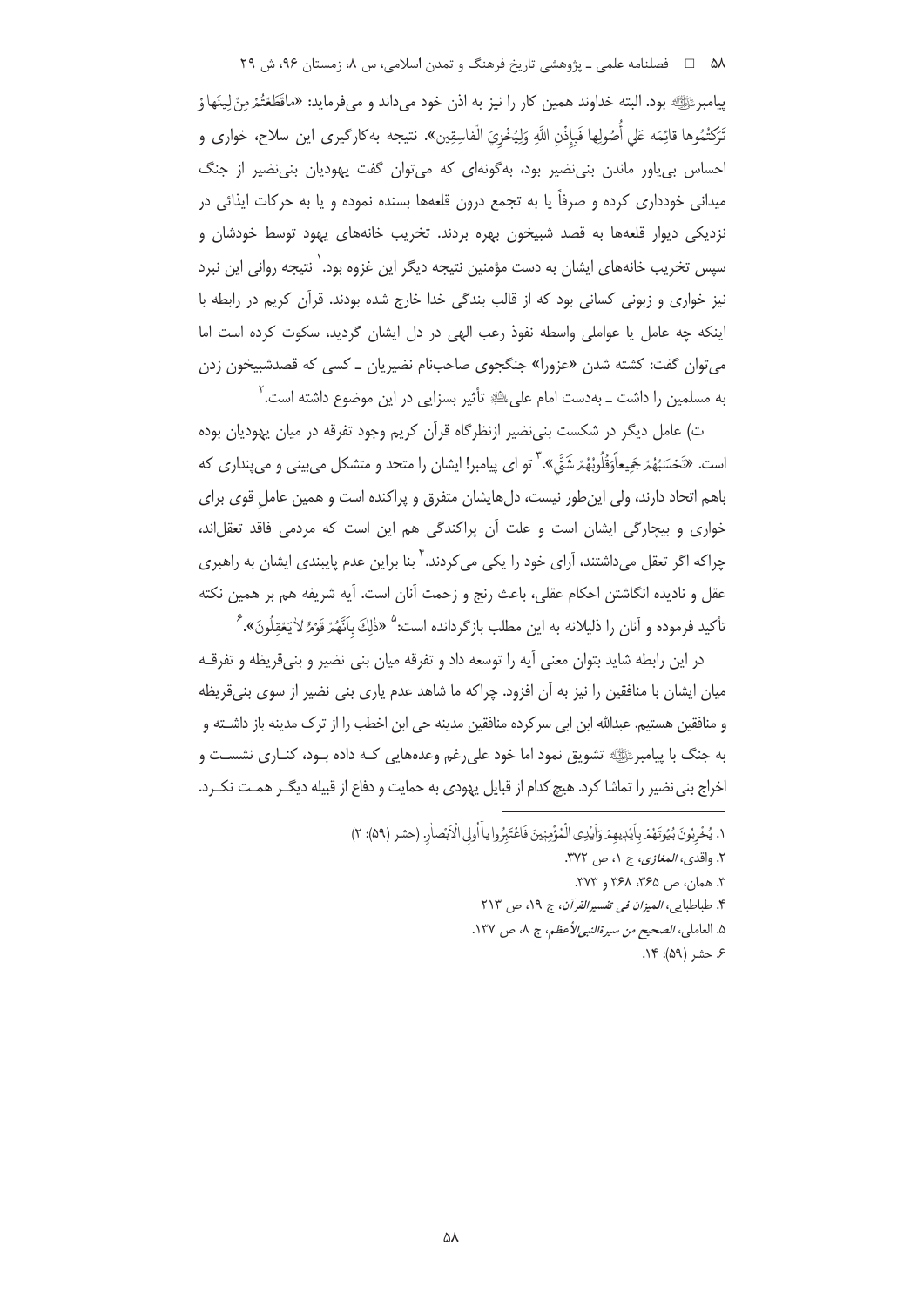پیامبرﷺ بود. البته خداوند همین کار را نیز به اذن خود می‌داند و می‌فرماید: «ماقَطَعْتُمْ مِنْ لِينَها وْ تَرَكْتُمُوها قائِمَه عَلي أُصُولِها فَبِإِذْنِ اللَّهِ وَلِيُخْزِيَ الْفاسِقِين». نتیجه به‌کارگیری این سلاح، خواری و احساس بی‌یاور ماندن بنی‌نضیر بود، به‌گونه‌ای که می‌توان گفت یهودیان بنی‌نضیر از جنگ میدانی خودداری کرده و صرفاً یا به تجمع درون قلعه‌ها بسنده نموده و یا به حرکات ایذائی در نزدیکی دیوار قلعه‌ها به قصد شبیخون بهره بردند. تخریب خانه‌های یهود توسط خودشان و سپس تخریب خانه‌های ایشان به دست مؤمنین نتیجه دیگر این غزوه بود.[1] نتیجه روانی این نبرد نیز خواری و زبونی کسانی بود که از قالب بندگی خدا خارج شده بودند. قرآن کریم در رابطه با اینکه چه عامل یا عواملی واسطه نفوذ رعب الهی در دل ایشان گردید، سکوت کرده است اما می‌توان گفت: کشته شدن «عزورا» جنگجوی صاحب‌نام نضیریان ـ کسی که قصدشبیخون زدن به مسلمین را داشت ـ به‌دست امام علیؑ تأثیر بسزایی در این موضوع داشته است.[2]

ت) عامل دیگر در شکست بنی‌نضیر ازنظرگاه قرآن کریم وجود تفرقه در میان یهودیان بوده است. «تَحْسَبُهُمْ جَمِيعاًوَقُلُوبُهُمْ شَتَّى».[3] تو ای پیامبر! ایشان را متحد و متشکل می‌بینی و می‌پنداری که باهم اتحاد دارند، ولی این‌طور نیست، دل‌هایشان متفرق و پراکنده است و همین عاملِ قوی برای خواری و بیچارگی ایشان است و علت آن پراکندگی هم این است که مردمی فاقد تعقل‌اند، چراکه اگر تعقل می‌داشتند، آرای خود را یکی می‌کردند.[4] بنا براین عدم پایبندی ایشان به راهبری عقل و نادیده انگاشتن احکام عقلی، باعث رنج و زحمت آنان است. آیه شریفه هم بر همین نکته تأکید فرموده و آنان را ذلیلانه به این مطلب بازگردانده است:[5] «ذلِكَ بِأَنَّهُمْ قَوْمٌ لايَعْقِلُونَ».[6]

در این رابطه شاید بتوان معنی آیه را توسعه داد و تفرقه میان بنی نضیر و بنی‌قریظه و تفرقه میان ایشان با منافقین را نیز به آن افزود. چراکه ما شاهد عدم یاری بنی نضیر از سوی بنی‌قریظه و منافقین هستیم. عبدالله ابن ابی سرکرده منافقین مدینه حی ابن اخطب را از ترک مدینه باز داشته و به جنگ با پیامبرﷺ تشویق نمود اما خود علی‌رغم وعده‌هایی که داده بود، کناری نشست و اخراج بنی نضیر را تماشا کرد. هیچ کدام از قبایل یهودی به حمایت و دفاع از قبیله دیگر همت نکرد.

---

1. يُخْرِبُونَ بُيُوتَهُمْ بِأَيْدِيهِمْ وَأَيْدِى الْمُؤْمِنِينَ فَاعْتَبِرُوا ياأُولِي الْأَبْصارِ. (حشر (۵۹): ۲)
2. واقدی، *المغازی*، ج ۱، ص ۳۷۲.
3. همان، ص ۳۶۵، ۳۶۸ و ۳۷۳.
4. طباطبایی، *المیزان فی تفسیرالقرآن*، ج ۱۹، ص ۲۱۳
5. العاملی، *الصحیح من سیرةالنبی‌الأعظم*، ج ۸، ص ۱۳۷.
6. حشر (۵۹): ۱۴.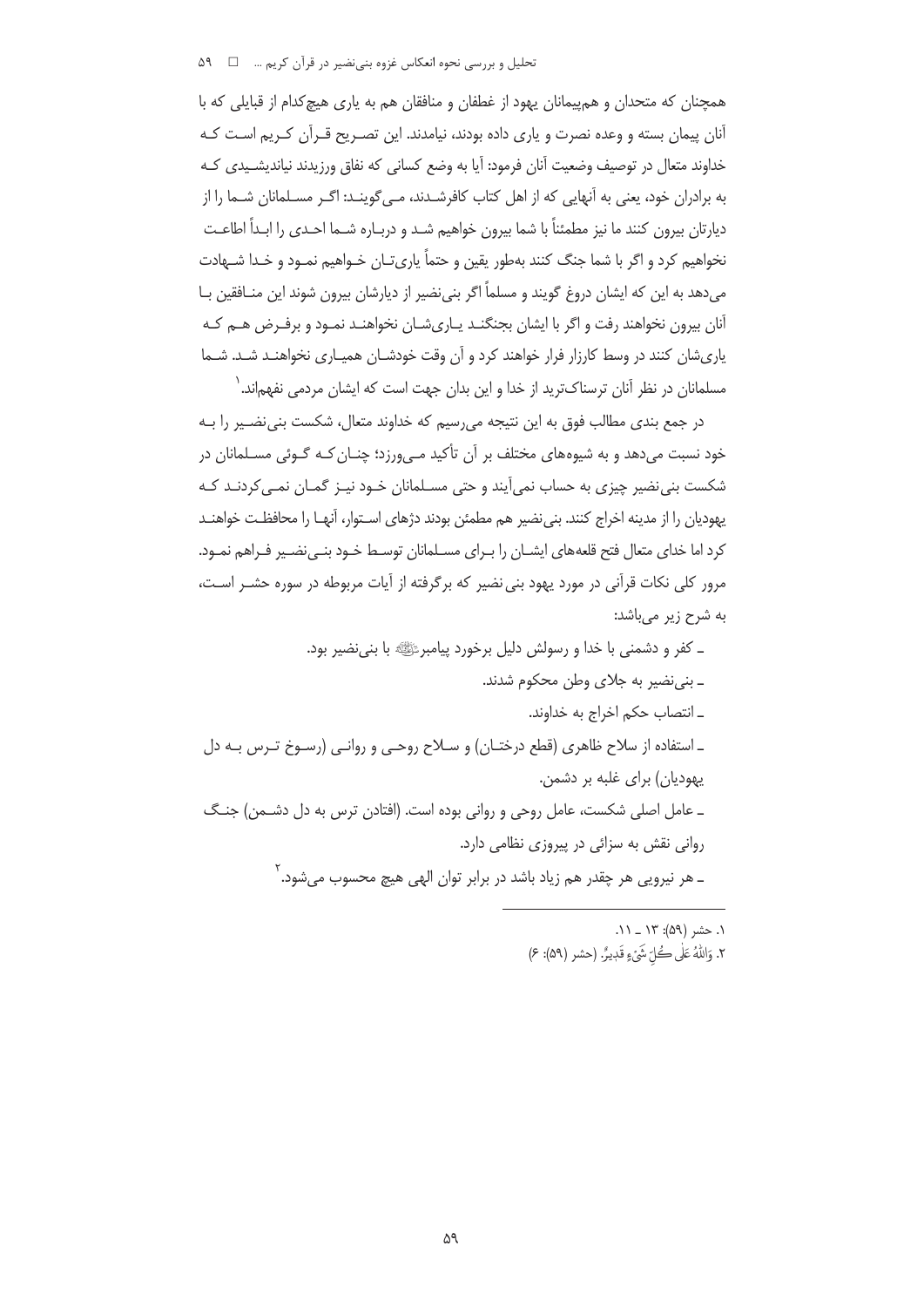همچنان که متحدان و هم‌پیمانان یهود از غطفان و منافقان هم به یاری هیچ‌کدام از قبایلی که با آنان پیمان بسته و وعده نصرت و یاری داده بودند، نیامدند. این تصریح قرآن کریم است که خداوند متعال در توصیف وضعیت آنان فرمود: آیا به وضع کسانی که نفاق ورزیدند نیاندیشیدی که به برادران خود، یعنی به آنهایی که از اهل کتاب کافرشدند، می‌گویند: اگر مسلمانان شما را از دیارتان بیرون کنند ما نیز مطمئناً با شما بیرون خواهیم شد و درباره شما احدی را ابداً اطاعت نخواهیم کرد و اگر با شما جنگ کنند به‌طور یقین و حتماً یاری‌تان خواهیم نمود و خدا شهادت می‌دهد به این که ایشان دروغ گویند و مسلماً اگر بنی‌نضیر از دیارشان بیرون شوند این منافقین با آنان بیرون نخواهند رفت و اگر با ایشان بجنگند یاری‌شان نخواهند نمود و برفرض هم که یاری‌شان کنند در وسط کارزار فرار خواهند کرد و آن وقت خودشان همیاری نخواهند شد. شما مسلمانان در نظر آنان ترسناک‌ترید از خدا و این بدان جهت است که ایشان مردمی نفهم‌اند.[1]

در جمع بندی مطالب فوق به این نتیجه می‌رسیم که خداوند متعال، شکست بنی‌نضیر را به خود نسبت می‌دهد و به شیوه‌های مختلف بر آن تأکید می‌ورزد؛ چنان که گوئی مسلمانان در شکست بنی‌نضیر چیزی به حساب نمی‌آیند و حتی مسلمانان خود نیز گمان نمی‌کردند که یهودیان را از مدینه اخراج کنند. بنی‌نضیر هم مطمئن بودند دژهای استوار، آنها را محافظت خواهند کرد اما خدای متعال فتح قلعه‌های ایشان را برای مسلمانان توسط خود بنی‌نضیر فراهم نمود. مرور کلی نکات قرآنی در مورد یهود بنی نضیر که برگرفته از آیات مربوطه در سوره حشر است، به شرح زیر می‌باشد:

- کفر و دشمنی با خدا و رسولش دلیل برخورد پیامبر ﷺ با بنی‌نضیر بود.
- بنی‌نضیر به جلای وطن محکوم شدند.
- انتصاب حکم اخراج به خداوند.
- استفاده از سلاح ظاهری (قطع درختان) و سلاح روحی و روانی (رسوخ ترس به دل یهودیان) برای غلبه بر دشمن.
- عامل اصلی شکست، عامل روحی و روانی بوده است. (افتادن ترس به دل دشمن) جنگ روانی نقش به سزائی در پیروزی نظامی دارد.
- هر نیرویی هر چقدر هم زیاد باشد در برابر توان الهی هیچ محسوب می‌شود.[2]

---

۱. حشر (۵۹): ۱۳ ـ ۱۱.

۲. وَاللَّهُ عَلَىٰ كُلِّ شَيْءٍ قَدِيرٌ. (حشر (۵۹): ۶)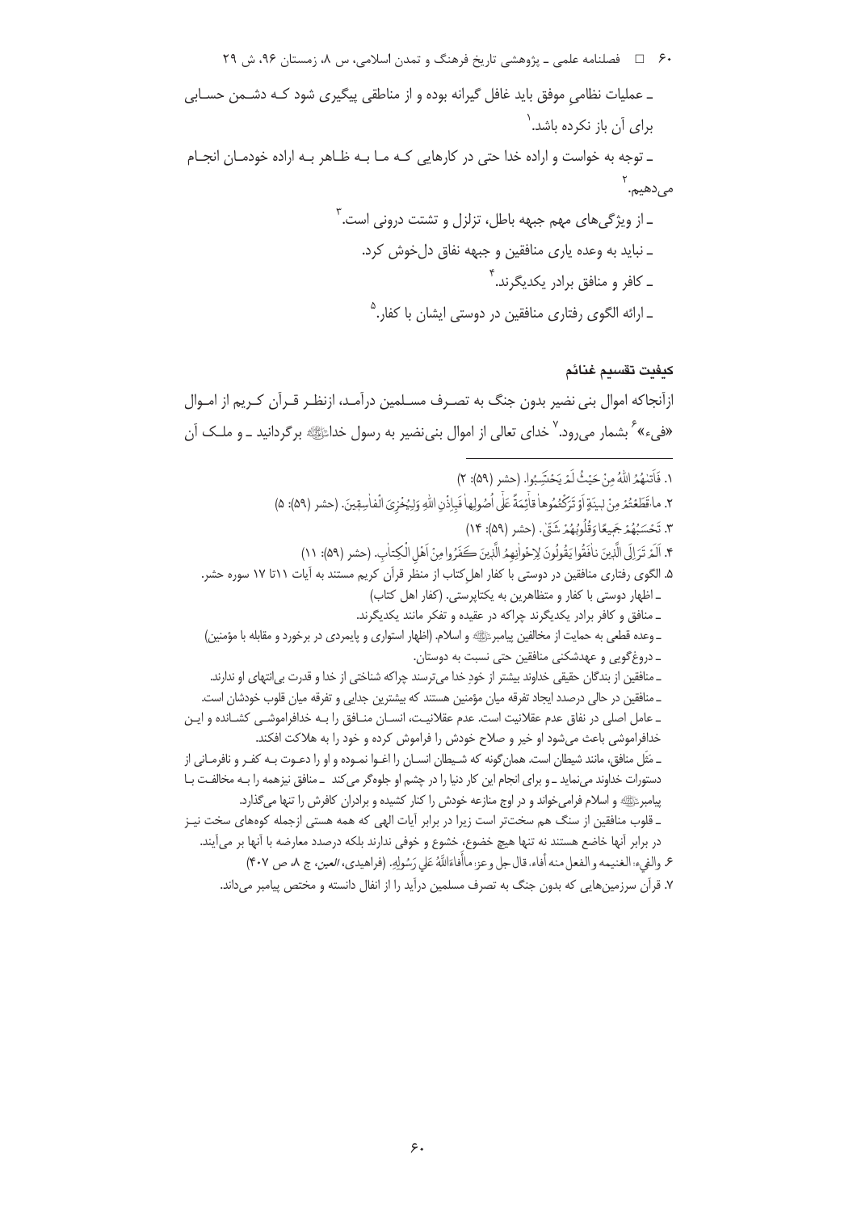ـ عملیات نظامیِ موفق باید غافل گیرانه بوده و از مناطقی پیگیری شود کـه دشـمن حسـابی برای آن باز نکرده باشد.[1]

ـ توجه به خواست و اراده خدا حتی در کارهایی کـه مـا بـه ظـاهر بـه اراده خودمـان انجـام می‌دهیم.[2]

ـ از ویژگی‌های مهم جبهه باطل، تزلزل و تشتت درونی است.[3]

ـ نباید به وعده یاری منافقین و جبهه نفاق دل‌خوش کرد.

ـ کافر و منافق برادر یکدیگرند.[4]

ـ ارائه الگوی رفتاری منافقین در دوستی ایشان با کفار.[5]

## کیفیت تقسیم غنائم

ازآنجاکه اموال بنی نضیر بدون جنگ به تصـرف مسـلمین درآمـد، ازنظـر قـرآن کـریم از امـوال «فیء»[6] بشمار می‌رود.[7] خدای تعالی از اموال بنی‌نضیر به رسول خداﷺ برگرداند ـ و ملـک آن

---

۱. فَأَتيٰهُمُ اللّهُ مِنْ حَيْثُ لَمْ يَحْتَسِبُوا. (حشر (۵۹): ۲)

۲. ما قَطَعْتُمْ مِنْ لِينَةٍ أَوْ تَرَكْتُمُوها قائِمَةً عَلٰى أُصُولِها فَبِإِذْنِ اللّهِ وَلِيُخْزِيَ الْفاسِقِينَ. (حشر (۵۹): ۵)

۳. تَحْسَبُهُمْ جَمِيعًا وَقُلُوبُهُمْ شَتّىٰ. (حشر (۵۹): ۱۴)

۴. أَلَمْ تَرَ إِلَى الَّذِينَ نافَقُوا يَقُولُونَ لِإِخْوانِهِمُ الَّذِينَ كَفَرُوا مِنْ أَهْلِ الْكِتابِ. (حشر (۵۹): ۱۱)

۵. الگوی رفتاری منافقین در دوستی با کفار اهل‌کتاب از منظر قرآن کریم مستند به آیات ۱۱تا ۱۷ سوره حشر.

ـ اظهار دوستی با کفار و متظاهرین به یکتاپرستی. (کفار اهل کتاب)

ـ منافق و کافر برادر یکدیگرند چراکه در عقیده و تفکر مانند یکدیگرند.

ـ وعده قطعی به حمایت از مخالفین پیامبرﷺ و اسلام. (اظهار استواری و پایمردی در برخورد و مقابله با مؤمنین)

ـ دروغ‌گویی و عهدشکنی منافقین حتی نسبت به دوستان.

ـ منافقین از بندگان حقیقی خداوند بیشتر از خودِ خدا می‌ترسند چراکه شناختی از خدا و قدرت بی‌انتهای او ندارند.

ـ منافقین در حالی درصدد ایجاد تفرقه میان مؤمنین هستند که بیشترین جدایی و تفرقه میان قلوب خودشان است.

ـ عامل اصلی در نفاق عدم عقلانیت است. عدم عقلانیـت، انسـان منـافق را بـه خدافراموشـی کشـانده و ایـن خدافراموشی باعث می‌شود او خیر و صلاح خودش را فراموش کرده و خود را به هلاکت افکند.

ـ مَثَل منافق، مانند شیطان است. همان‌گونه که شـیطان انسـان را اغـوا نمـوده و او را دعـوت بـه کفـر و نافرمـانی از دستورات خداوند می‌نماید ـ و برای انجام این کار دنیا را در چشم او جلوه‌گر می‌کند ـ منافق نیزهمه را بـه مخالفـت بـا پیامبرﷺ و اسلام فرامی‌خواند و در اوج منازعه خودش را کنار کشیده و برادران کافرش را تنها می‌گذارد.

ـ قلوب منافقین از سنگ هم سخت‌تر است زیرا در برابر آیات الهی که همه هستی ازجمله کوه‌های سخت نیـز در برابر آنها خاضع هستند نه تنها هیچ خضوع، خشوع و خوفی ندارند بلکه درصدد معارضه با آنها بر می‌آیند.

۶. والفيء: الغنيمه و الفعل منه أفاء. قال جل و عز: ما أَفاءَ اللّهُ عَلٰى رَسُولِهِ. (فراهیدی، *العین*، ج ۸، ص ۴۰۷)

۷. قرآن سرزمین‌هایی که بدون جنگ به تصرف مسلمین درآید را از انفال دانسته و مختص پیامبر می‌داند.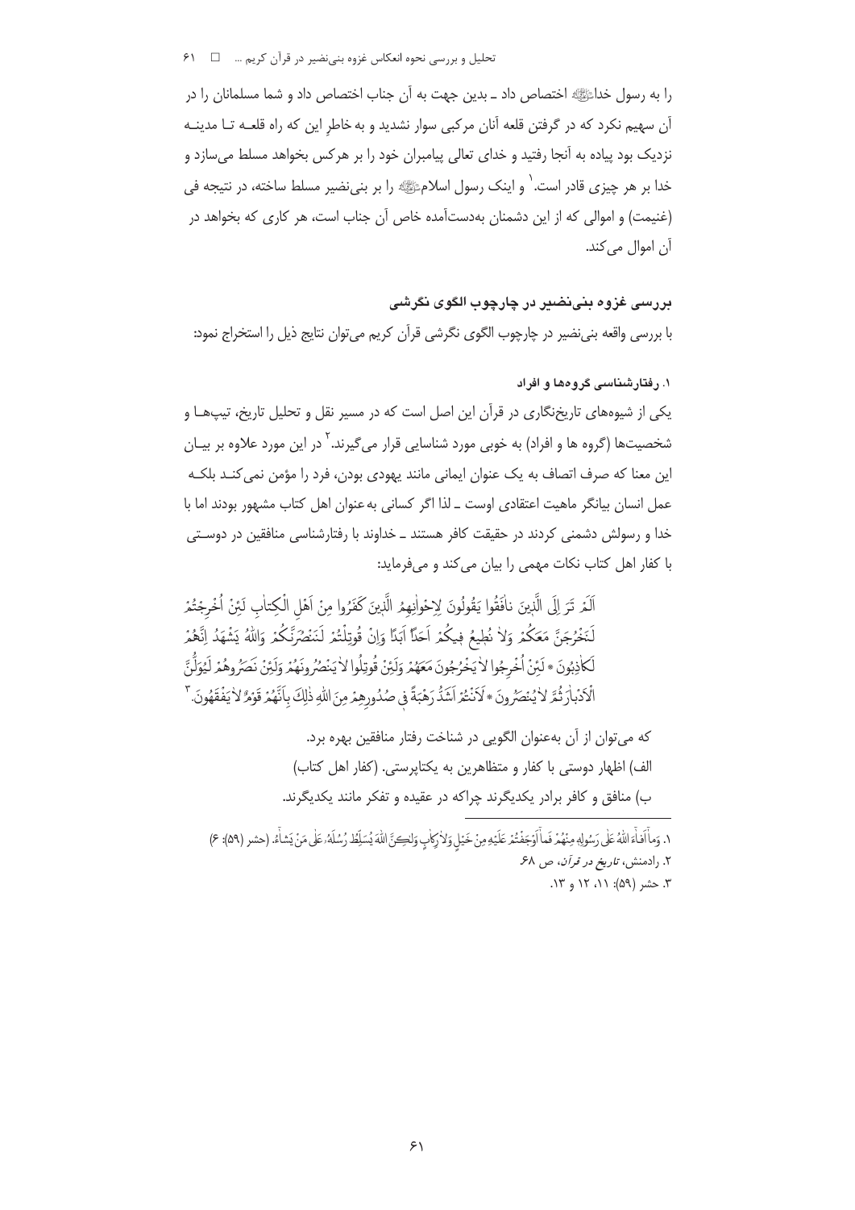را به رسول خدا ﷺ اختصاص داد ـ بدین جهت به آن جناب اختصاص داد و شما مسلمانان را در آن سهیم نکرد که در گرفتن قلعه آنان مرکبی سوار نشدید و به خاطر این که راه قلعه تا مدینه نزدیک بود پیاده به آنجا رفتید و خدای تعالی پیامبران خود را بر هرکس بخواهد مسلط می‌سازد و خدا بر هر چیزی قادر است.[1] و اینک رسول اسلام ﷺ را بر بنی‌نضیر مسلط ساخته، در نتیجه فی (غنیمت) و اموالی که از این دشمنان به‌دست‌آمده خاص آن جناب است، هر کاری که بخواهد در آن اموال می‌کند.

## بررسی غزوه بنی‌نضیر در چارچوب الگوی نگرشی

با بررسی واقعه بنی‌نضیر در چارچوب الگوی نگرشی قرآن کریم می‌توان نتایج ذیل را استخراج نمود:

### ۱. رفتارشناسی گروه‌ها و افراد

یکی از شیوه‌های تاریخ‌نگاری در قرآن این اصل است که در مسیر نقل و تحلیل تاریخ، تیپ‌ها و شخصیت‌ها (گروه ها و افراد) به خوبی مورد شناسایی قرار می‌گیرند.[2] در این مورد علاوه بر بیان این معنا که صرف اتصاف به یک عنوان ایمانی مانند یهودی بودن، فرد را مؤمن نمی‌کند بلکه عمل انسان بیانگر ماهیت اعتقادی اوست ـ لذا اگر کسانی به‌عنوان اهل کتاب مشهور بودند اما با خدا و رسولش دشمنی کردند در حقیقت کافر هستند ـ خداوند با رفتارشناسی منافقین در دوستی با کفار اهل کتاب نکات مهمی را بیان می‌کند و می‌فرماید:

اَلَمْ تَرَ اِلَی الَّذینَ نافَقُوا یَقُولُونَ لِاِخْوانِهِمُ الَّذینَ کَفَرُوا مِنْ اَهْلِ الْکِتابِ لَئِنْ اُخْرِجْتُمْ لَنَخْرُجَنَّ مَعَکُمْ وَلا نُطیعُ فیکُمْ اَحَداً اَبَداً وَاِنْ قُوتِلْتُمْ لَنَنْصُرَنَّکُمْ وَاللّهُ یَشْهَدُ اِنَّهُمْ لَکاذِبُونَ * لَئِنْ اُخْرِجُوا لا یَخْرُجُونَ مَعَهُمْ وَلَئِنْ قُوتِلُوا لا یَنْصُرُونَهُمْ وَلَئِنْ نَصَرُوهُمْ لَیُوَلُّنَّ الْاَدْبارَ ثُمَّ لا یُنْصَرُونَ * لَاَنْتُمْ اَشَدُّ رَهْبَةً فی صُدُورِهِمْ مِنَ اللّهِ ذلِکَ بِاَنَّهُمْ قَوْمٌ لا یَفْقَهُونَ.[3]

که می‌توان از آن به‌عنوان الگویی در شناخت رفتار منافقین بهره برد.

الف) اظهار دوستی با کفار و متظاهرین به یکتاپرستی. (کفار اهل کتاب)

ب) منافق و کافر برادر یکدیگرند چراکه در عقیده و تفکر مانند یکدیگرند.

---

۱. وَما أَفاءَ اللّهُ عَلی رَسُولِهِ مِنْهُمْ فَما أَوْجَفْتُمْ عَلَیْهِ مِنْ خَیْلٍ وَلا رِکابٍ وَلکِنَّ اللّهَ یُسَلِّطُ رُسُلَهُ عَلی مَنْ یَشاءُ. (حشر (۵۹): ۶)

۲. رادمنش، *تاریخ در قرآن*، ص ۶۸.

۳. حشر (۵۹): ۱۱، ۱۲ و ۱۳.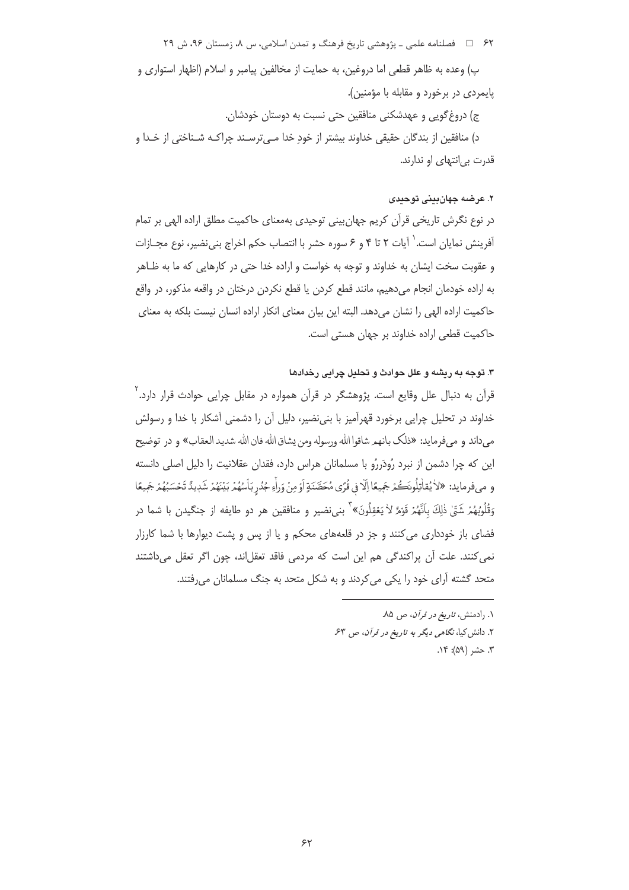پ) وعده به ظاهر قطعی اما دروغین، به حمایت از مخالفین پیامبر و اسلام (اظهار استواری و پایمردی در برخورد و مقابله با مؤمنین).

ج) دروغ‌گویی و عهدشکنی منافقین حتی نسبت به دوستان خودشان.

د) منافقین از بندگان حقیقی خداوند بیشتر از خودِ خدا می‌ترسند چراکه شناختی از خدا و قدرت بی‌انتهای او ندارند.

### ۲. عرضه جهان‌بینی توحیدی

در نوع نگرش تاریخی قرآن کریم جهان‌بینی توحیدی به‌معنای حاکمیت مطلق اراده الهی بر تمام آفرینش نمایان است.[۱] آیات ۲ تا ۴ و ۶ سوره حشر با انتصاب حکم اخراج بنی‌نضیر، نوع مجازات و عقوبت سخت ایشان به خداوند و توجه به خواست و اراده خدا حتی در کارهایی که ما به ظاهر به اراده خودمان انجام می‌دهیم، مانند قطع کردن یا قطع نکردن درختان در واقعه مذکور، در واقع حاکمیت اراده الهی را نشان می‌دهد. البته این بیان معنای انکار اراده انسان نیست بلکه به معنای حاکمیت قطعی اراده خداوند بر جهان هستی است.

### ۳. توجه به ریشه و علل حوادث و تحلیل چرایی رخدادها

قرآن به دنبال علل وقایع است. پژوهشگر در قرآن همواره در مقابل چرایی حوادث قرار دارد.[۲] خداوند در تحلیل چرایی برخورد قهرآمیز با بنی‌نضیر، دلیل آن را دشمنی آشکار با خدا و رسولش می‌داند و می‌فرماید: «ذلک بانهم شاقوا الله ورسوله ومن یشاق الله فان الله شدید العقاب» و در توضیح این که چرا دشمن از نبرد رُودَررُو با مسلمانان هراس دارد، فقدان عقلانیت را دلیل اصلی دانسته و می‌فرماید: «لَا يُقَاتِلُونَكُمْ جَمِيعًا إِلَّا فِي قُرًى مُحَصَّنَةٍ أَوْ مِنْ وَرَاءِ جُدُرٍ بَأْسُهُمْ بَيْنَهُمْ شَدِيدٌ تَحْسَبُهُمْ جَمِيعًا وَقُلُوبُهُمْ شَتَّىٰ ذَٰلِكَ بِأَنَّهُمْ قَوْمٌ لَا يَعْقِلُونَ»[۳] بنی‌نضیر و منافقین هر دو طایفه از جنگیدن با شما در فضای باز خودداری می‌کنند و جز در قلعه‌های محکم و یا از پس و پشت دیوارها با شما کارزار نمی‌کنند. علت آن پراکندگی هم این است که مردمی فاقد تعقل‌اند، چون اگر تعقل می‌داشتند متحد گشته آرای خود را یکی می‌کردند و به شکل متحد به جنگ مسلمانان می‌رفتند.

---

۱. رادمنش، *تاریخ در قرآن*، ص ۸۵.

۲. دانش‌کیا، *نگاهی دیگر به تاریخ در قرآن*، ص ۶۳.

۳. حشر (۵۹): ۱۴.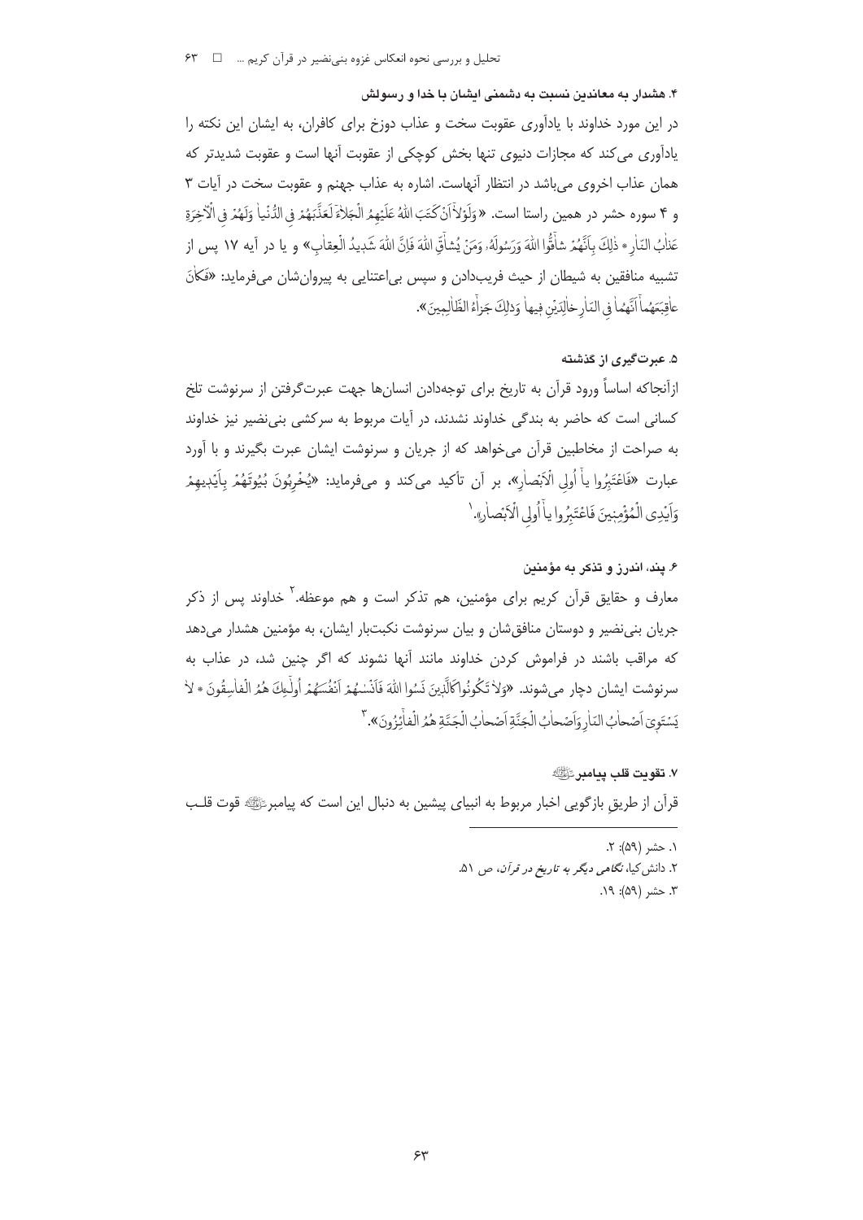### ۴. هشدار به معاندین نسبت به دشمنی ایشان با خدا و رسولش

در این مورد خداوند با یادآوری عقوبت سخت و عذاب دوزخ برای کافران، به ایشان این نکته را یادآوری می‌کند که مجازات دنیوی تنها بخش کوچکی از عقوبت آنها است و عقوبت شدیدتر که همان عذاب اخروی می‌باشد در انتظار آنهاست. اشاره به عذاب جهنم و عقوبت سخت در آیات ۳ و ۴ سوره حشر در همین راستا است. «وَلَوْلاٰ أَنْ كَتَبَ اللّٰهُ عَلَيْهِمُ الْجَلاٰءَ لَعَذَّبَهُمْ فِي الدُّنْيٰا وَلَهُمْ فِي الْآخِرَةِ عَذٰابُ النّٰارِ * ذٰلِكَ بِأَنَّهُمْ شٰاقُّوا اللّٰهَ وَرَسُولَهُ، وَمَنْ يُشٰاقِّ اللّٰهَ فَإِنَّ اللّٰهَ شَدِيدُ الْعِقٰابِ» و یا در آیه ۱۷ پس از تشبیه منافقین به شیطان از حیث فریب‌دادن و سپس بی‌اعتنایی به پیروان‌شان می‌فرماید: «فَكٰانَ عٰاقِبَتَهُمٰا أَنَّهُمٰا فِي النّٰارِ خٰالِدَيْنِ فِيهٰا وَذٰلِكَ جَزٰاءُ الظّٰالِمِينَ».

### ۵. عبرت‌گیری از گذشته

ازآنجاکه اساساً ورود قرآن به تاریخ برای توجه‌دادن انسان‌ها جهت عبرت‌گرفتن از سرنوشت تلخ کسانی است که حاضر به بندگی خداوند نشدند، در آیات مربوط به سرکشی بنی‌نضیر نیز خداوند به صراحت از مخاطبین قرآن می‌خواهد که از جریان و سرنوشت ایشان عبرت بگیرند و با آورد عبارت «فَاعْتَبِرُوا يٰا أُولِي الْأَبْصٰارِ»، بر آن تأکید می‌کند و می‌فرماید: «يُخْرِبُونَ بُيُوتَهُمْ بِأَيْدِيهِمْ وَأَيْدِي الْمُؤْمِنِينَ فَاعْتَبِرُوا يٰا أُولِي الْأَبْصٰارِ».[1]

### ۶. پند، اندرز و تذکر به مؤمنین

معارف و حقایق قرآن کریم برای مؤمنین، هم تذکر است و هم موعظه.[2] خداوند پس از ذکر جریان بنی‌نضیر و دوستان منافق‌شان و بیان سرنوشت نکبت‌بار ایشان، به مؤمنین هشدار می‌دهد که مراقب باشند در فراموش کردن خداوند مانند آنها نشوند که اگر چنین شد، در عذاب به سرنوشت ایشان دچار می‌شوند. «وَلاٰ تَكُونُوا كَالَّذِينَ نَسُوا اللّٰهَ فَأَنْسٰاهُمْ أَنْفُسَهُمْ أُولٰئِكَ هُمُ الْفٰاسِقُونَ * لاٰ يَسْتَوِي أَصْحٰابُ النّٰارِ وَأَصْحٰابُ الْجَنَّةِ أَصْحٰابُ الْجَنَّةِ هُمُ الْفٰائِزُونَ».[3]

### ۷. تقویت قلب پیامبر ﷺ

قرآن از طریق بازگویی اخبار مربوط به انبیای پیشین به دنبال این است که پیامبر ﷺ قوت قلب

---

۱. حشر (۵۹): ۲.

۲. دانش‌کیا، *نگاهی دیگر به تاریخ در قرآن*، ص ۵۱.

۳. حشر (۵۹): ۱۹.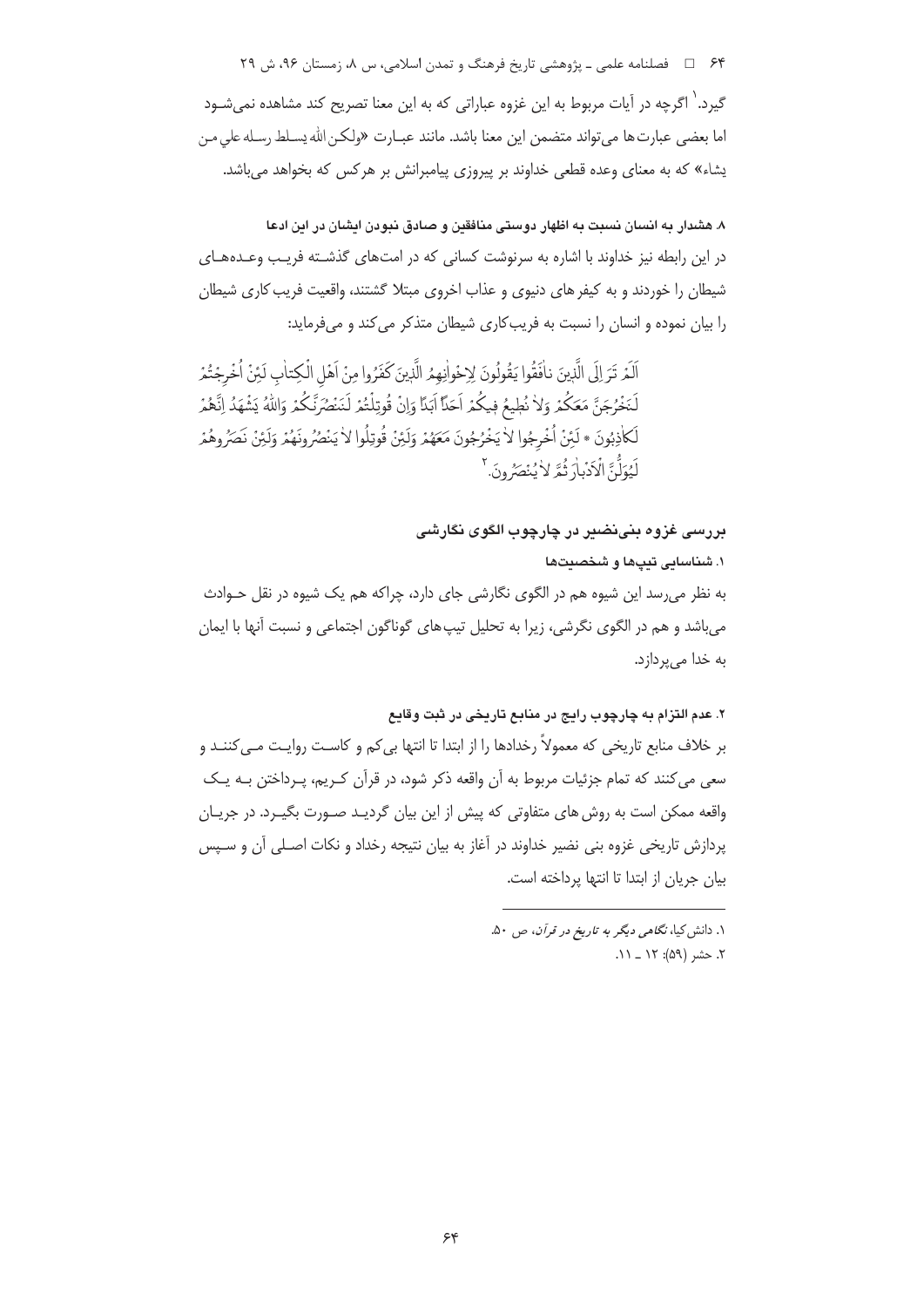گیرد.[1] اگرچه در آیات مربوط به این غزوه عباراتی که به این معنا تصریح کند مشاهده نمی‌شود اما بعضی عبارت‌ها می‌تواند متضمن این معنا باشد. مانند عبارت «ولکن الله یسلط رسله علی من یشاء» که به معنای وعده قطعی خداوند بر پیروزی پیامبرانش بر هرکس که بخواهد می‌باشد.

#### ۸. هشدار به انسان نسبت به اظهار دوستی منافقین و صادق نبودن ایشان در این ادعا

در این رابطه نیز خداوند با اشاره به سرنوشت کسانی که در امت‌های گذشته فریب وعده‌های شیطان را خوردند و به کیفرهای دنیوی و عذاب اخروی مبتلا گشتند، واقعیت فریب‌کاری شیطان را بیان نموده و انسان را نسبت به فریب‌کاری شیطان متذکر می‌کند و می‌فرماید:

اَلَمْ تَرَ اِلَی الَّذینَ نافَقُوا یَقُولُونَ لِاِخْوانِهِمُ الَّذینَ کَفَرُوا مِنْ اَهْلِ الْکِتابِ لَئِنْ اُخْرِجْتُمْ لَنَخْرُجَنَّ مَعَکُمْ وَلا نُطیعُ فیکُمْ اَحَداً اَبَداً وَاِنْ قُوتِلْتُمْ لَنَنْصُرَنَّکُمْ وَاللهُ یَشْهَدُ اِنَّهُمْ لَکاذِبُونَ * لَئِنْ اُخْرِجُوا لا یَخْرُجُونَ مَعَهُمْ وَلَئِنْ قُوتِلُوا لا یَنْصُرُونَهُمْ وَلَئِنْ نَصَرُوهُمْ لَیُوَلُّنَّ الْاَدْبارَ ثُمَّ لا یُنْصَرُونَ.[2]

### بررسی غزوه بنی‌نضیر در چارچوب الگوی نگارشی

#### ۱. شناسایی تیپ‌ها و شخصیت‌ها

به نظر می‌رسد این شیوه هم در الگوی نگارشی جای دارد، چراکه هم یک شیوه در نقل حوادث می‌باشد و هم در الگوی نگرشی، زیرا به تحلیل تیپ‌های گوناگون اجتماعی و نسبت آنها با ایمان به خدا می‌پردازد.

#### ۲. عدم التزام به چارچوب رایج در منابع تاریخی در ثبت وقایع

بر خلاف منابع تاریخی که معمولاً رخدادها را از ابتدا تا انتها بی‌کم و کاست روایت می‌کنند و سعی می‌کنند که تمام جزئیات مربوط به آن واقعه ذکر شود، در قرآن کریم، پرداختن به یک واقعه ممکن است به روش‌های متفاوتی که پیش از این بیان گردید صورت بگیرد. در جریان پردازش تاریخی غزوه بنی نضیر خداوند در آغاز به بیان نتیجه رخداد و نکات اصلی آن و سپس بیان جریان از ابتدا تا انتها پرداخته است.

---

۱. دانش‌کیا، *نگاهی دیگر به تاریخ در قرآن*، ص ۵۰.

۲. حشر (۵۹): ۱۲ ـ ۱۱.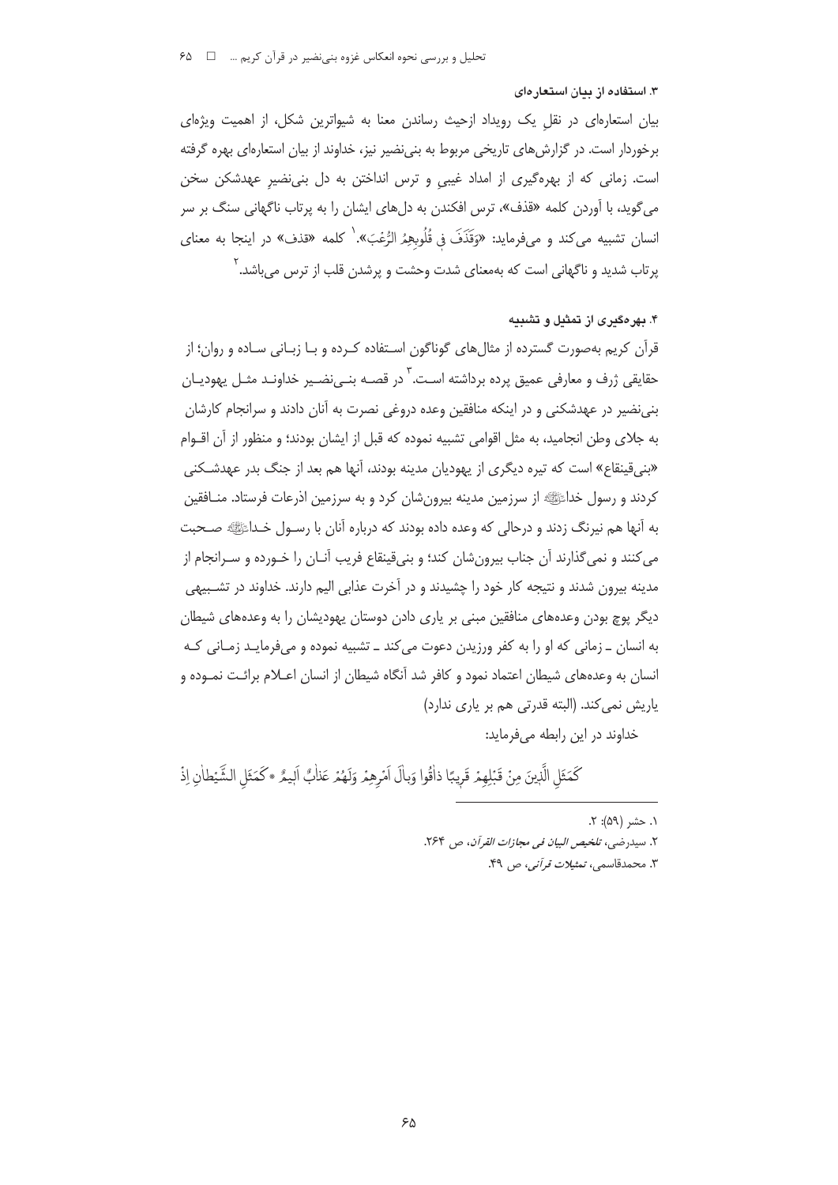### ۳. استفاده از بیان استعاره‌ای

بیان استعاره‌ای در نقلِ یک رویداد ازحیث رساندن معنا به شیواترین شکل، از اهمیت ویژه‌ای برخوردار است. در گزارش‌های تاریخی مربوط به بنی‌نضیر نیز، خداوند از بیان استعاره‌ای بهره گرفته است. زمانی که از بهره‌گیری از امداد غیبیِ و ترس انداختن به دل بنی‌نضیرِ عهدشکن سخن می‌گوید، با آوردن کلمه «قذف»، ترس افکندن به دل‌های ایشان را به پرتاب ناگهانی سنگ بر سر انسان تشبیه می‌کند و می‌فرماید: «وَقَذَفَ فِي قُلُوبِهِمُ الرُّعْبَ».[1] کلمه «قذف» در اینجا به معنای پرتاب شدید و ناگهانی است که به‌معنای شدت وحشت و پرشدن قلب از ترس می‌باشد.[2]

### ۴. بهره‌گیری از تمثیل و تشبیه

قرآن کریم به‌صورت گسترده از مثال‌های گوناگون استفاده کرده و با زبانی ساده و روان؛ از حقایقی ژرف و معارفی عمیق پرده برداشته است.[3] در قصه بنی‌نضیر خداوند مثل یهودیان بنی‌نضیر در عهدشکنی و در اینکه منافقین وعده دروغی نصرت به آنان دادند و سرانجام کارشان به جلای وطن انجامید، به مثل اقوامی تشبیه نموده که قبل از ایشان بودند؛ و منظور از آن اقوام «بنی‌قینقاع» است که تیره دیگری از یهودیان مدینه بودند، آنها هم بعد از جنگ بدر عهدشکنی کردند و رسول خدا ﷺ از سرزمین مدینه بیرون‌شان کرد و به سرزمین اذرعات فرستاد. منافقین به آنها هم نیرنگ زدند و درحالی که وعده داده بودند که درباره آنان با رسول خدا ﷺ صحبت می‌کنند و نمی‌گذارند آن جناب بیرون‌شان کند؛ و بنی‌قینقاع فریب آنان را خورده و سرانجام از مدینه بیرون شدند و نتیجه کار خود را چشیدند و در آخرت عذابی الیم دارند. خداوند در تشبیهی دیگر پوچ بودن وعده‌های منافقین مبنی بر یاری دادن دوستان یهودیشان را به وعده‌های شیطان به انسان ـ زمانی که او را به کفر ورزیدن دعوت می‌کند ـ تشبیه نموده و می‌فرماید زمانی که انسان به وعده‌های شیطان اعتماد نمود و کافر شد آنگاه شیطان از انسان اعلام برائت نموده و یاریش نمی‌کند. (البته قدرتی هم بر یاری ندارد)

خداوند در این رابطه می‌فرماید:

كَمَثَلِ الَّذِينَ مِنْ قَبْلِهِمْ قَرِيبًا ذاقُوا وَبالَ اَمْرِهِمْ وَلَهُمْ عَذابٌ اَليمٌ * كَمَثَلِ الشَّيْطانِ اِذْ

---

۱. حشر (۵۹): ۲.

۲. سیدرضی، *تلخیص البیان فی مجازات القرآن*، ص ۲۶۴.

۳. محمدقاسمی، *تمثیلات قرآنی*، ص ۴۹.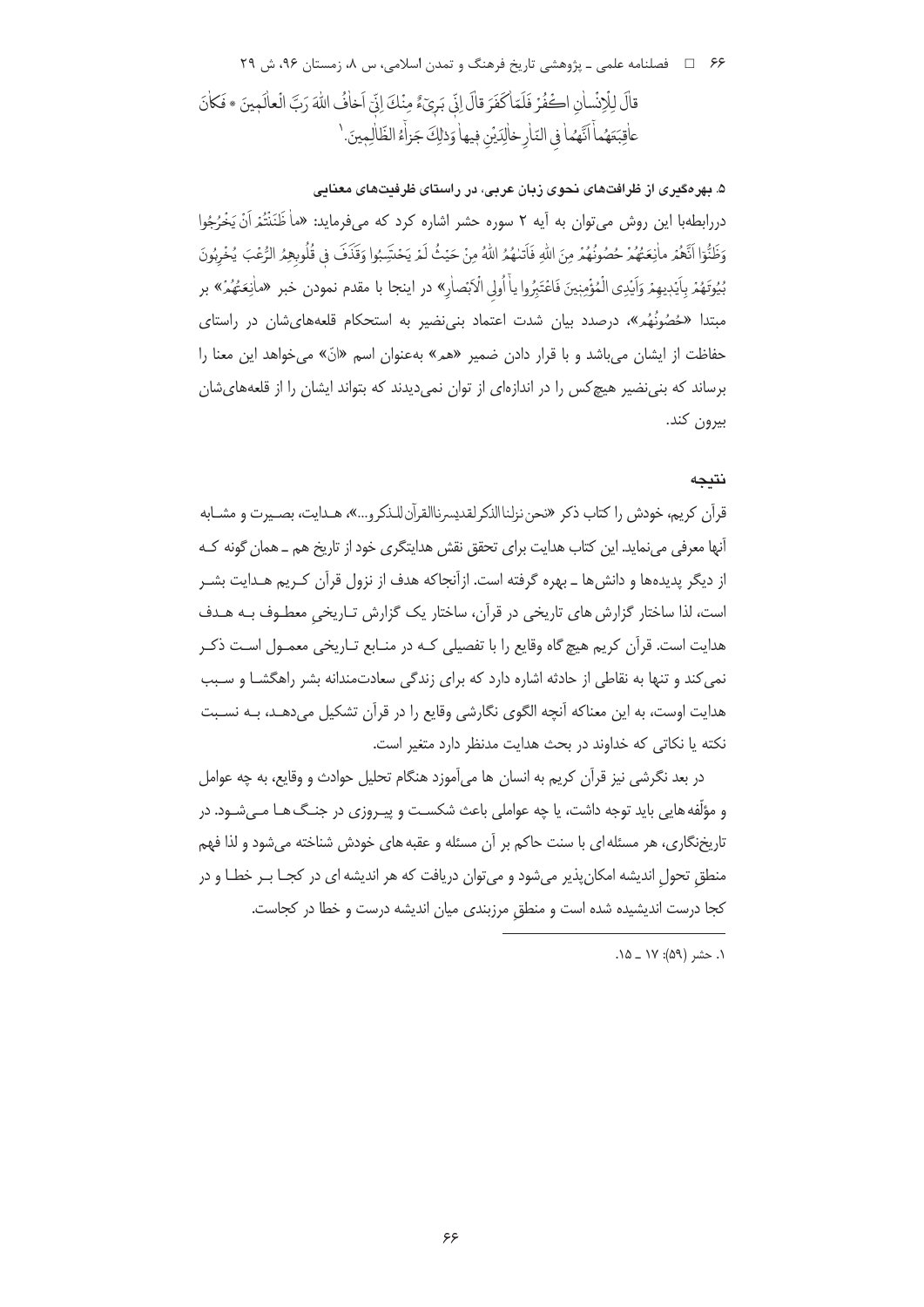قالَ لِلْإِنْسانِ اکْفُرْ فَلَمّا کَفَرَ قالَ اِنّی بَریءٌ مِنْکَ اِنّی اَخافُ اللهَ رَبَّ الْعالَمینَ * فَکانَ عاقِبَتَهُما اَنَّهُما فِی النّارِ خالِدَیْنِ فیها وَذلِکَ جَزاءُ الظّالِمینَ.[1]

### ۵. بهره‌گیری از ظرافت‌های نحوی زبان عربی، در راستای ظرفیت‌های معنایی

دررابطه‌با این روش می‌توان به آیه ۲ سوره حشر اشاره کرد که می‌فرماید: «ما ظَنَنْتُمْ اَنْ یَخْرُجُوا وَظَنُّوا اَنَّهُمْ مانِعَتُهُمْ حُصُونُهُمْ مِنَ اللهِ فَاَتاهُمُ اللهُ مِنْ حَیْثُ لَمْ یَحْتَسِبُوا وَقَذَفَ فی قُلُوبِهِمُ الرُّعْبَ یُخْرِبُونَ بُیُوتَهُمْ بِاَیْدیهِمْ وَاَیْدِی الْمُؤْمِنینَ فَاعْتَبِرُوا یا اُولِی الْاَبْصارِ» در اینجا با مقدم نمودن خبر «مانِعَتُهُمْ» بر مبتدا «حُصُونُهُم»، درصدد بیان شدت اعتماد بنی‌نضیر به استحکام قلعه‌های‌شان در راستای حفاظت از ایشان می‌باشد و با قرار دادن ضمیر «هم» به‌عنوان اسم «انّ» می‌خواهد این معنا را برساند که بنی‌نضیر هیچ‌کس را در اندازه‌ای از توان نمی‌دیدند که بتواند ایشان را از قلعه‌های‌شان بیرون کند.

## نتیجه

قرآن کریم، خودش را کتاب ذکر «نحن نزلنا الذکر لقدیسرناالقرآن للذکرو...»، هدایت، بصیرت و مشابه آنها معرفی می‌نماید. این کتاب هدایت برای تحقق نقش هدایتگری خود از تاریخ هم ـ همان گونه که از دیگر پدیده‌ها و دانش‌ها ـ بهره گرفته است. ازآنجاکه هدف از نزول قرآن کریم هدایت بشر است، لذا ساختار گزارش های تاریخی در قرآن، ساختار یک گزارش تاریخیِ معطوف به هدف هدایت است. قرآن کریم هیچ گاه وقایع را با تفصیلی که در منابع تاریخی معمول است ذکر نمی‌کند و تنها به نقاطی از حادثه اشاره دارد که برای زندگی سعادت‌مندانه بشر راهگشا و سبب هدایت اوست، به این معناکه آنچه الگوی نگارشی وقایع را در قرآن تشکیل می‌دهد، به نسبت نکته یا نکاتی که خداوند در بحث هدایت مدنظر دارد متغیر است.

در بعد نگرشی نیز قرآن کریم به انسان ها می‌آموزد هنگام تحلیل حوادث و وقایع، به چه عوامل و مؤلّفه هایی باید توجه داشت، یا چه عواملی باعث شکست و پیروزی در جنگ ها می‌شود. در تاریخ‌نگاری، هر مسئله ای با سنت حاکم بر آن مسئله و عقبه های خودش شناخته می‌شود و لذا فهم منطقِ تحولِ اندیشه امکان‌پذیر می‌شود و می‌توان دریافت که هر اندیشه ای در کجا بر خطا و در کجا درست اندیشیده شده است و منطقِ مرزبندی میان اندیشه درست و خطا در کجاست.

---

[1] حشر (۵۹): ۱۷ ـ ۱۵.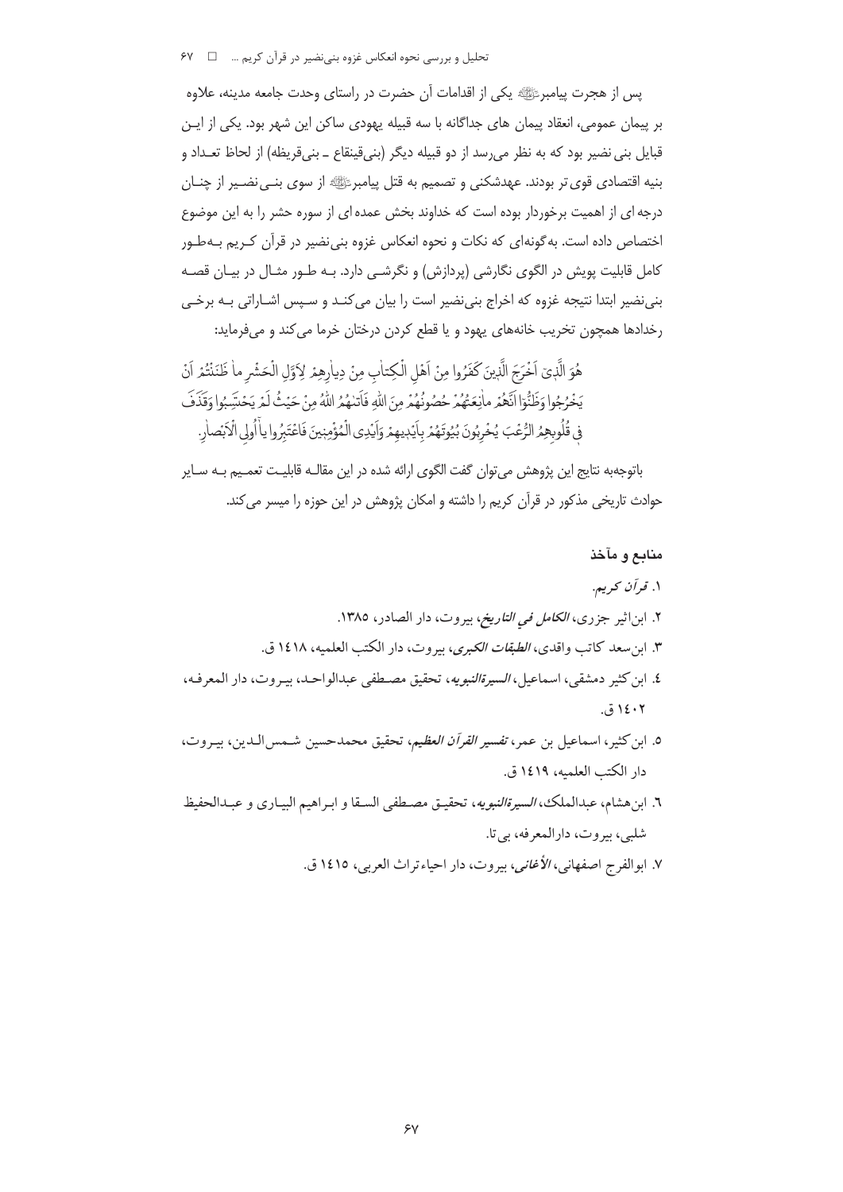پس از هجرت پیامبرﷺ یکی از اقدامات آن حضرت در راستای وحدت جامعه مدینه، علاوه بر پیمان عمومی، انعقاد پیمان های جداگانه با سه قبیله یهودی ساکن این شهر بود. یکی از ایـن قبایل بنی نضیر بود که به نظر می‌رسد از دو قبیله دیگر (بنی‌قینقاع ـ بنی‌قریظه) از لحاظ تعـداد و بنیه اقتصادی قوی‌تر بودند. عهدشکنی و تصمیم به قتل پیامبرﷺ از سوی بنـی‌نضـیر از چنـان درجه ای از اهمیت برخوردار بوده است که خداوند بخش عمده ای از سوره حشر را به این موضوع اختصاص داده است. به‌گونه‌ای که نکات و نحوه انعکاس غزوه بنی‌نضیر در قرآن کـریم بـه‌طـور کامل قابلیت پویش در الگوی نگارشی (پردازش) و نگرشـی دارد. بـه طـور مثـال در بیـان قصـه بنی‌نضیر ابتدا نتیجه غزوه که اخراج بنی‌نضیر است را بیان می‌کنـد و سـپس اشـاراتی بـه برخـی رخدادها همچون تخریب خانه‌های یهود و یا قطع کردن درختان خرما می‌کند و می‌فرماید:

هُوَ الَّذِی اَخْرَجَ الَّذِینَ کَفَرُوا مِنْ اَهْلِ الْکِتابِ مِنْ دِیارِهِمْ لِاَوَّلِ الْحَشْرِ ما ظَنَنْتُمْ اَنْ یَخْرُجُوا وَظَنُّوا اَنَّهُمْ مانِعَتُهُمْ حُصُونُهُمْ مِنَ اللهِ فَاَتیٰهُمُ اللهُ مِنْ حَیْثُ لَمْ یَحْتَسِبُوا وَقَذَفَ فِی قُلُوبِهِمُ الرُّعْبَ یُخْرِبُونَ بُیُوتَهُمْ بِاَیْدِیهِمْ وَاَیْدِی الْمُؤْمِنِینَ فَاعْتَبِرُوا یا اُولِی الْاَبْصارِ.

باتوجه‌به نتایج این پژوهش می‌توان گفت الگوی ارائه شده در این مقالـه قابلیـت تعمـیم بـه سـایر حوادث تاریخی مذکور در قرآن کریم را داشته و امکان پژوهش در این حوزه را میسر می‌کند.

## منابع و مآخذ

۱. *قرآن کریم*.

۲. ابن‌اثیر جزری، *الکامل فی التاریخ*، بیروت، دار الصادر، ۱۳۸۵.

۳. ابن‌سعد کاتب واقدی، *الطبقات الکبری*، بیروت، دار الکتب العلمیه، ۱٤۱۸ ق.

٤. ابن‌کثیر دمشقی، اسماعیل، *السیرةالنبویه*، تحقیق مصـطفی عبدالواحـد، بیـروت، دار المعرفـه، ۱٤۰۲ ق.

٥. ابن‌کثیر، اسماعیل بن عمر، *تفسیر القرآن العظیم*، تحقیق محمدحسین شـمس‌الـدین، بیـروت، دار الکتب العلمیه، ۱٤۱۹ ق.

٦. ابن‌هشام، عبدالملک، *السیرةالنبویه*، تحقیـق مصـطفی السـقا و ابـراهیم البیـاری و عبـدالحفیظ شلبی، بیروت، دارالمعرفه، بی‌تا.

۷. ابوالفرج اصفهانی، *الأغانی*، بیروت، دار احیاءتراث العربی، ۱٤۱٥ ق.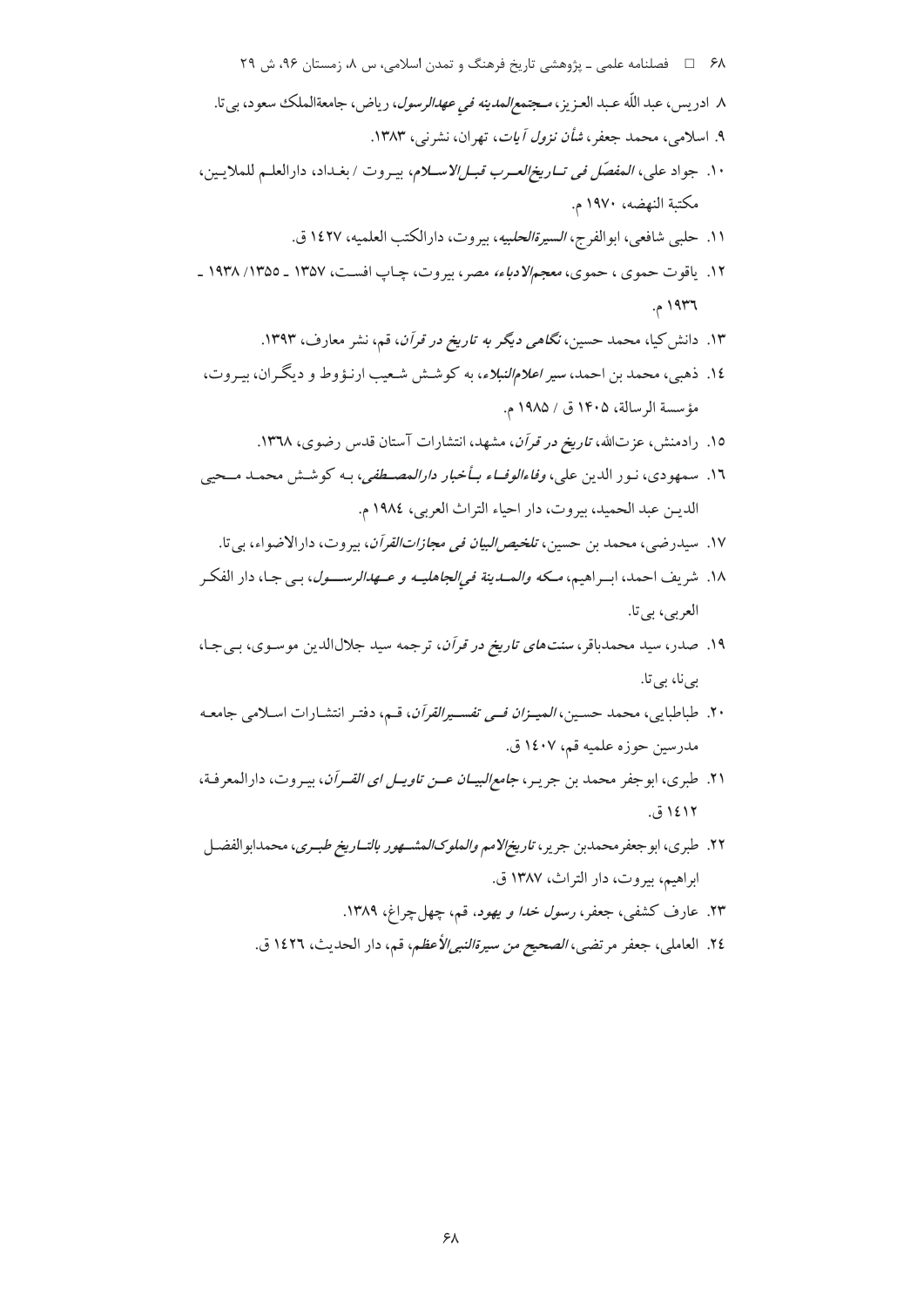٨. ادریس، عبد اللّه عبد العزیز، *مجتمع‌المدینه فی عهدالرسول*، ریاض، جامعةالملک سعود، بی‌تا.

٩. اسلامی، محمد جعفر، *شأن نزول آیات*، تهران، نشرنی، ١٣٨٣.

١٠. جواد علی، *المفصّل فی تاریخ‌العرب قبل‌الاسلام*، بیروت / بغداد، دارالعلم للملایین، مکتبة النهضه، ١٩٧٠ م.

١١. حلبی شافعی، ابوالفرج، *السیرةالحلبیه*، بیروت، دارالکتب العلمیه، ١٤٢٧ ق.

١٢. یاقوت حموی ، حموی، *معجم‌الادباء*، مصر، بیروت، چاپ افست، ١٣٥٧ ـ ١٣٥٥/ ١٩٣٨ ـ ١٩٣٦ م.

١٣. دانش‌کیا، محمد حسین، *نگاهی دیگر به تاریخ در قرآن*، قم، نشر معارف، ١٣٩٣.

١٤. ذهبی، محمد بن احمد، *سیر اعلام‌النبلاء*، به کوشش شعیب ارنؤوط و دیگران، بیروت، مؤسسة الرسالة، ١٤٠٥ ق / ١٩٨٥ م.

١٥. رادمنش، عزت‌الله، *تاریخ در قرآن*، مشهد، انتشارات آستان قدس رضوی، ١٣٦٨.

١٦. سمهودی، نور الدین علی، *وفاءالوفاء بأخبار دارالمصطفی*، به کوشش محمد محیی الدین عبد الحمید، بیروت، دار احیاء التراث العربی، ١٩٨٤ م.

١٧. سیدرضی، محمد بن حسین، *تلخیص‌البیان فی مجازات‌القرآن*، بیروت، دارالاضواء، بی‌تا.

١٨. شریف احمد، ابراهیم، *مکه والمدینة فی‌الجاهلیه و عهدالرسول*، بی جا، دار الفکر العربی، بی‌تا.

١٩. صدر، سید محمدباقر، *سنت‌های تاریخ در قرآن*، ترجمه سید جلال‌الدین موسوی، بی‌جا، بی‌نا، بی‌تا.

٢٠. طباطبایی، محمد حسین، *المیزان فی تفسیرالقرآن*، قم، دفتر انتشارات اسلامی جامعه مدرسین حوزه علمیه قم، ١٤٠٧ ق.

٢١. طبری، ابوجفر محمد بن جریر، *جامع‌البیان عن تاویل ای القرآن*، بیروت، دارالمعرفة، ١٤١٢ ق.

٢٢. طبری، ابوجعفرمحمدبن جریر، *تاریخ‌الامم والملوک‌المشهور بالتاریخ طبری*، محمدابوالفضل ابراهیم، بیروت، دار التراث، ١٣٨٧ ق.

٢٣. عارف کشفی، جعفر، *رسول خدا و یهود*، قم، چهل‌چراغ، ١٣٨٩.

٢٤. العاملی، جعفر مرتضی، *الصحیح من سیرةالنبی‌الأعظم*، قم، دار الحدیث، ١٤٢٦ ق.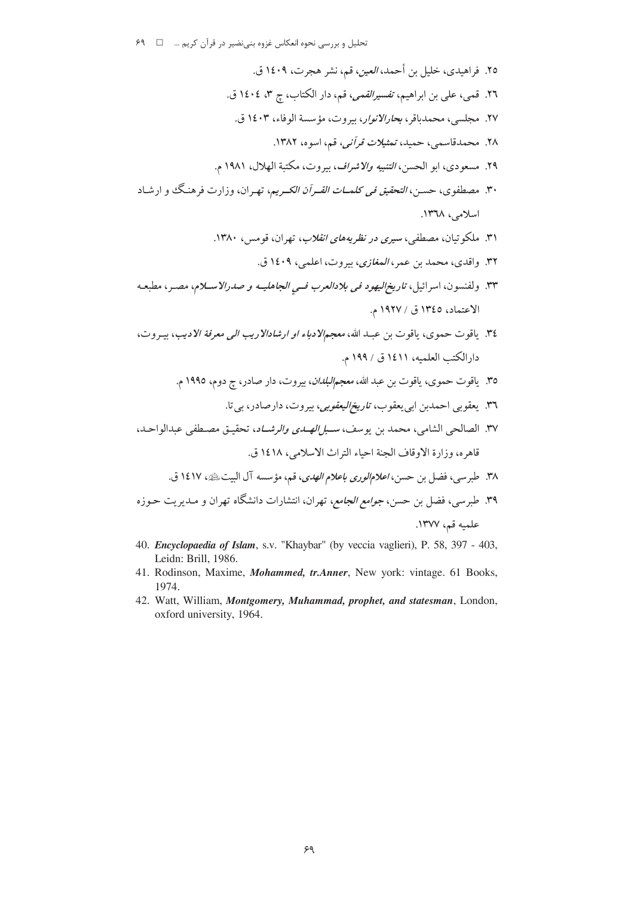۲۵. فراهیدی، خلیل بن أحمد، *العین*، قم، نشر هجرت، ۱۴۰۹ ق.

۲۶. قمی، علی بن ابراهیم، *تفسیرالقمی*، قم، دار الکتاب، چ ۳، ۱۴۰۴ ق.

۲۷. مجلسی، محمدباقر، *بحارالانوار*، بیروت، مؤسسة الوفاء، ۱۴۰۳ ق.

۲۸. محمدقاسمی، حمید، *تمثیلات قرآنی*، قم، اسوه، ۱۳۸۲.

۲۹. مسعودی، ابو الحسن، *التنبیه والاشراف*، بیروت، مکتبة الهلال، ۱۹۸۱ م.

۳۰. مصطفوی، حسن، *التحقیق فی کلمات القرآن الکریم*، تهران، وزارت فرهنگ و ارشاد اسلامی، ۱۳۶۸.

۳۱. ملکوتیان، مصطفی، *سیری در نظریه‌های انقلاب*، تهران، قومس، ۱۳۸۰.

۳۲. واقدی، محمد بن عمر، *المغازی*، بیروت، اعلمی، ۱۴۰۹ ق.

۳۳. ولفنسون، اسرائیل، *تاریخ‌الیهود فی بلادالعرب فی الجاهلیه و صدرالاسلام*، مصر، مطبعه الاعتماد، ۱۳۴۵ ق / ۱۹۲۷ م.

۳۴. یاقوت حموی، یاقوت بن عبد الله، *معجم‌الادباء او ارشادالاریب الی معرفة الادیب*، بیروت، دارالکتب العلمیه، ۱۴۱۱ ق / ۱۹۹ م.

۳۵. یاقوت حموی، یاقوت بن عبد الله، *معجم‌البلدان*، بیروت، دار صادر، چ دوم، ۱۹۹۵ م.

۳۶. یعقوبی احمدبن ابی‌یعقوب، *تاریخ‌الیعقوبی*، بیروت، دارصادر، بی‌تا.

۳۷. الصالحی الشامی، محمد بن یوسف، *سبل‌الهدی والرشاد*، تحقیق مصطفی عبدالواحد، قاهره، وزارة الاوقاف الجنة احیاء التراث الاسلامی، ۱۴۱۸ ق.

۳۸. طبرسی، فضل بن حسن، *اعلام‌الوری باعلام الهدی*، قم، مؤسسه آل البیت علیهم‌السلام، ۱۴۱۷ ق.

۳۹. طبرسی، فضل بن حسن، *جوامع الجامع*، تهران، انتشارات دانشگاه تهران و مدیریت حوزه علمیه قم، ۱۳۷۷.

40. ***Encyclopaedia of Islam***, s.v. "Khaybar" (by veccia vaglieri), P. 58, 397 - 403, Leidn: Brill, 1986.

41. Rodinson, Maxime, ***Mohammed, tr.Anner***, New york: vintage. 61 Books, 1974.

42. Watt, William, ***Montgomery, Muhammad, prophet, and statesman***, London, oxford university, 1964.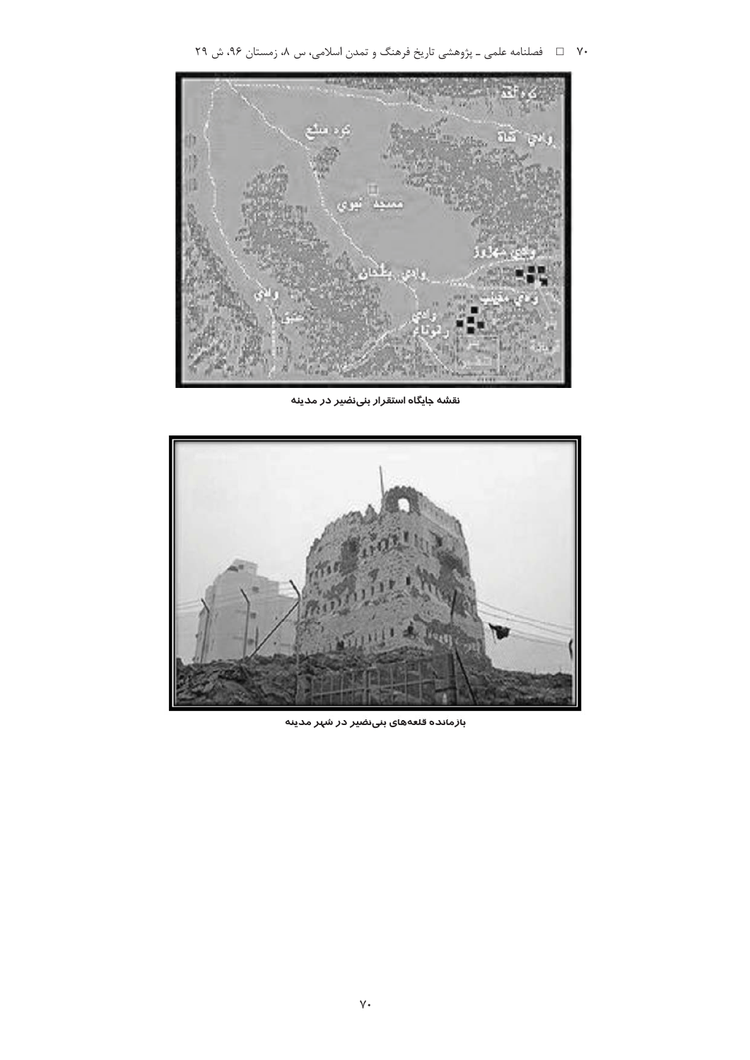نقشه جایگاه استقرار بنی‌نضیر در مدینه

بازمانده قلعه‌های بنی‌نضیر در شهر مدینه